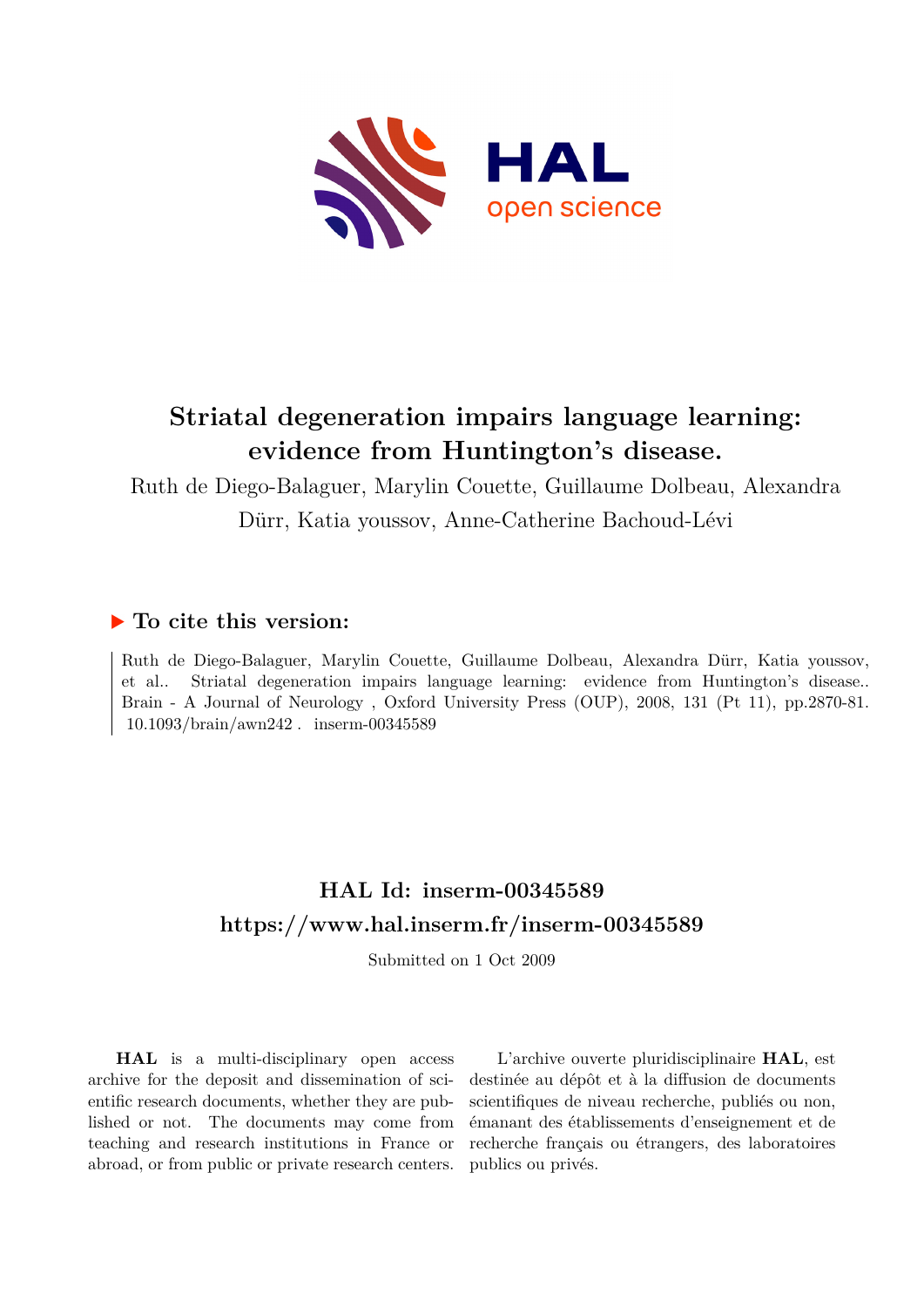# Striatal degeneration impairs language learning: evidence from Huntington's disease.

Ruth de Diego-Balaguer, Marylin Couette, Guillaume Dolbeau, Alexandra Dürr, Katia youssov, Anne-Catherine Bachoud-Lévi

## ▶ To cite this version:

Ruth de Diego-Balaguer, Marylin Couette, Guillaume Dolbeau, Alexandra Dürr, Katia youssov, et al.. Striatal degeneration impairs language learning: evidence from Huntington's disease.. Brain - A Journal of Neurology , Oxford University Press (OUP), 2008, 131 (Pt 11), pp.2870-81. 10.1093/brain/awn242 . inserm-00345589

## HAL Id: inserm-00345589
## https://www.hal.inserm.fr/inserm-00345589

Submitted on 1 Oct 2009

**HAL** is a multi-disciplinary open access archive for the deposit and dissemination of scientific research documents, whether they are published or not. The documents may come from teaching and research institutions in France or abroad, or from public or private research centers.

L'archive ouverte pluridisciplinaire **HAL**, est destinée au dépôt et à la diffusion de documents scientifiques de niveau recherche, publiés ou non, émanant des établissements d'enseignement et de recherche français ou étrangers, des laboratoires publics ou privés.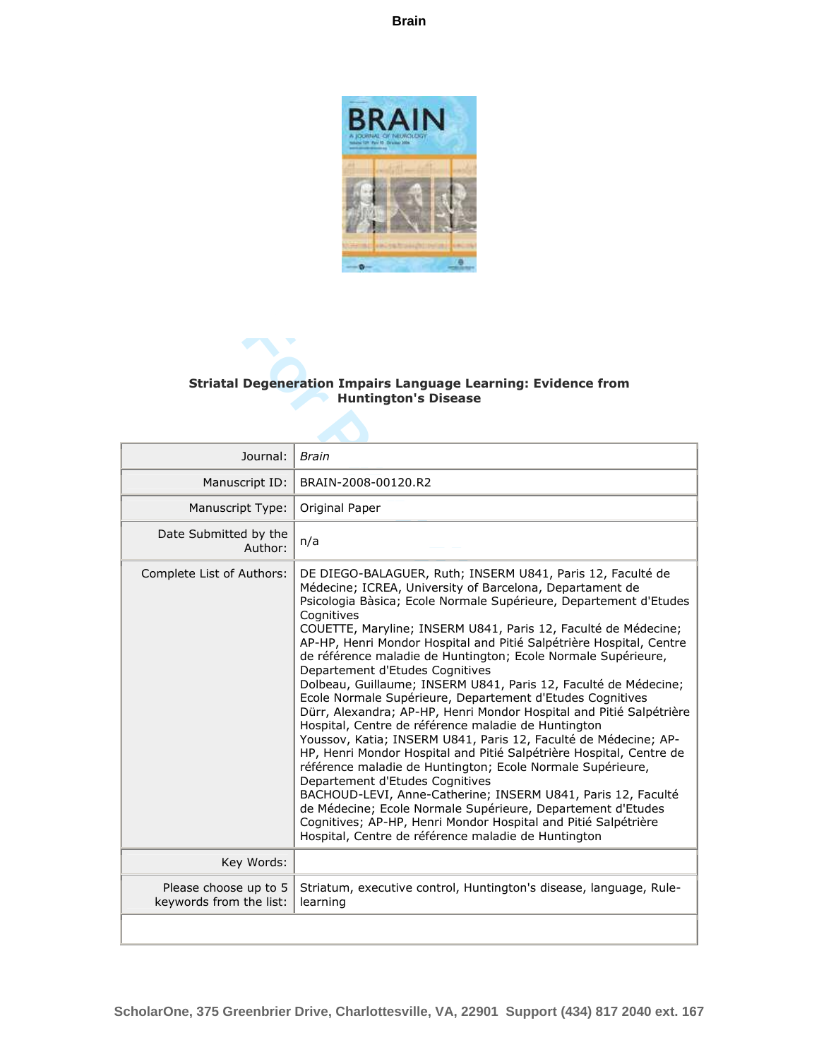# Striatal Degeneration Impairs Language Learning: Evidence from Huntington's Disease

| | |
|---|---|
| Journal: | *Brain* |
| Manuscript ID: | BRAIN-2008-00120.R2 |
| Manuscript Type: | Original Paper |
| Date Submitted by the Author: | n/a |
| Complete List of Authors: | DE DIEGO-BALAGUER, Ruth; INSERM U841, Paris 12, Faculté de Médecine; ICREA, University of Barcelona, Departament de Psicologia Bàsica; Ecole Normale Supérieure, Departement d'Etudes Cognitives<br>COUETTE, Maryline; INSERM U841, Paris 12, Faculté de Médecine; AP-HP, Henri Mondor Hospital and Pitié Salpétrière Hospital, Centre de référence maladie de Huntington; Ecole Normale Supérieure, Departement d'Etudes Cognitives<br>Dolbeau, Guillaume; INSERM U841, Paris 12, Faculté de Médecine; Ecole Normale Supérieure, Departement d'Etudes Cognitives<br>Dürr, Alexandra; AP-HP, Henri Mondor Hospital and Pitié Salpétrière Hospital, Centre de référence maladie de Huntington<br>Youssov, Katia; INSERM U841, Paris 12, Faculté de Médecine; AP-HP, Henri Mondor Hospital and Pitié Salpétrière Hospital, Centre de référence maladie de Huntington; Ecole Normale Supérieure, Departement d'Etudes Cognitives<br>BACHOUD-LEVI, Anne-Catherine; INSERM U841, Paris 12, Faculté de Médecine; Ecole Normale Supérieure, Departement d'Etudes Cognitives; AP-HP, Henri Mondor Hospital and Pitié Salpétrière Hospital, Centre de référence maladie de Huntington |
| Key Words: | |
| Please choose up to 5 keywords from the list: | Striatum, executive control, Huntington's disease, language, Rule-learning |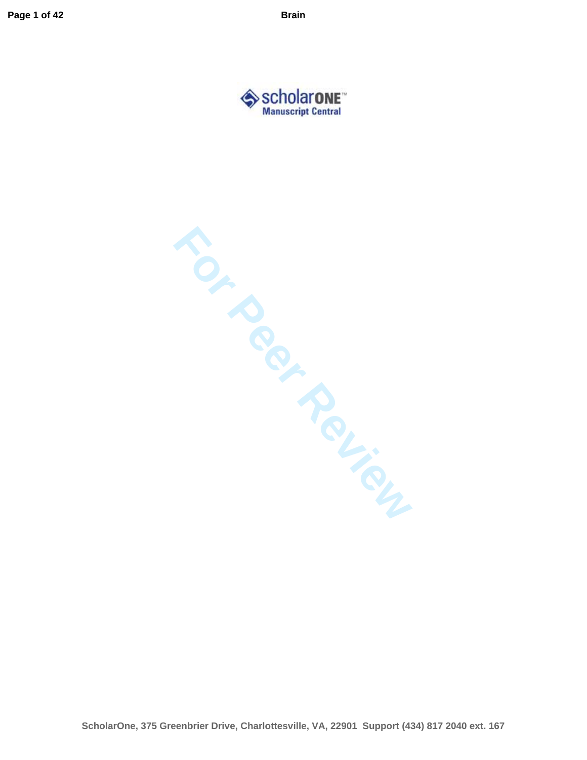ScholarOne, 375 Greenbrier Drive, Charlottesville, VA, 22901 Support (434) 817 2040 ext. 167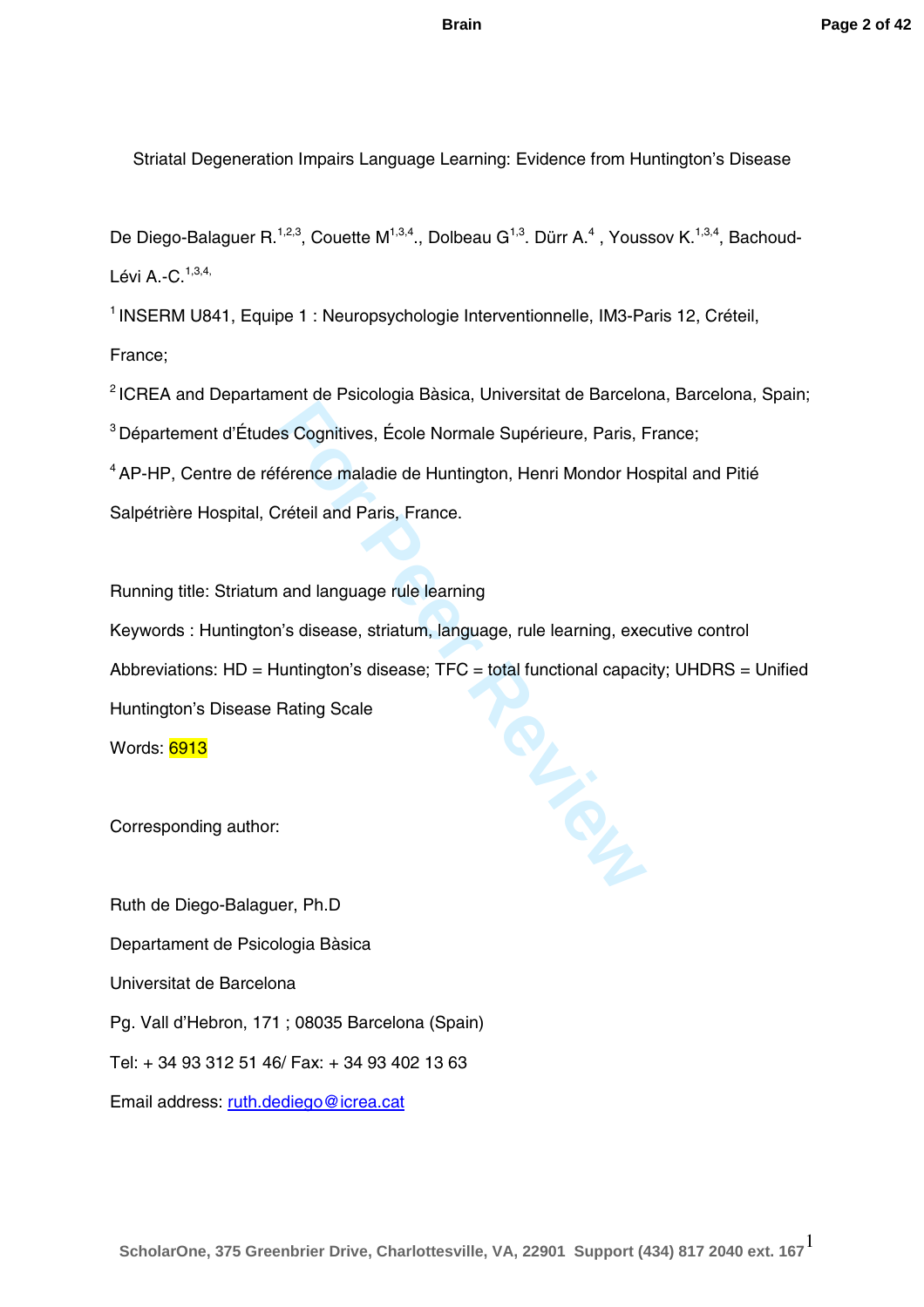Striatal Degeneration Impairs Language Learning: Evidence from Huntington's Disease

De Diego-Balaguer R.[1,2,3], Couette M[1,3,4]., Dolbeau G[1,3]. Dürr A.[4] , Youssov K.[1,3,4], Bachoud-Lévi A.-C.[1,3,4,]

[1] INSERM U841, Equipe 1 : Neuropsychologie Interventionnelle, IM3-Paris 12, Créteil, France;

[2] ICREA and Departament de Psicologia Bàsica, Universitat de Barcelona, Barcelona, Spain;

[3] Département d'Études Cognitives, École Normale Supérieure, Paris, France;

[4] AP-HP, Centre de référence maladie de Huntington, Henri Mondor Hospital and Pitié Salpétrière Hospital, Créteil and Paris, France.

Running title: Striatum and language rule learning

Keywords : Huntington's disease, striatum, language, rule learning, executive control

Abbreviations: HD = Huntington's disease; TFC = total functional capacity; UHDRS = Unified Huntington's Disease Rating Scale

Words: 6913

Corresponding author:

Ruth de Diego-Balaguer, Ph.D

Departament de Psicologia Bàsica

Universitat de Barcelona

Pg. Vall d'Hebron, 171 ; 08035 Barcelona (Spain)

Tel: + 34 93 312 51 46/ Fax: + 34 93 402 13 63

Email address: ruth.dediego@icrea.cat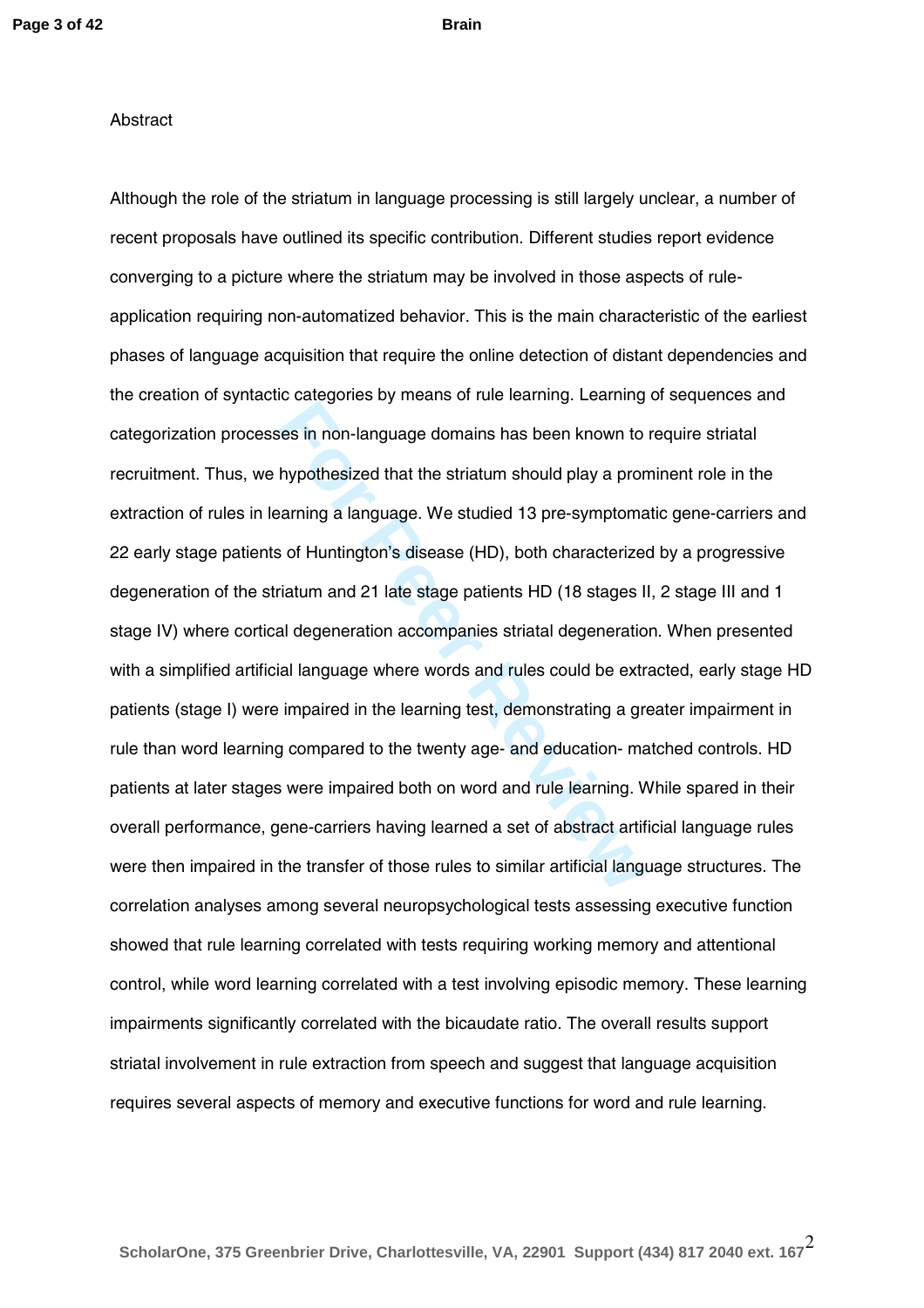## Abstract

Although the role of the striatum in language processing is still largely unclear, a number of recent proposals have outlined its specific contribution. Different studies report evidence converging to a picture where the striatum may be involved in those aspects of rule-application requiring non-automatized behavior. This is the main characteristic of the earliest phases of language acquisition that require the online detection of distant dependencies and the creation of syntactic categories by means of rule learning. Learning of sequences and categorization processes in non-language domains has been known to require striatal recruitment. Thus, we hypothesized that the striatum should play a prominent role in the extraction of rules in learning a language. We studied 13 pre-symptomatic gene-carriers and 22 early stage patients of Huntington's disease (HD), both characterized by a progressive degeneration of the striatum and 21 late stage patients HD (18 stages II, 2 stage III and 1 stage IV) where cortical degeneration accompanies striatal degeneration. When presented with a simplified artificial language where words and rules could be extracted, early stage HD patients (stage I) were impaired in the learning test, demonstrating a greater impairment in rule than word learning compared to the twenty age- and education- matched controls. HD patients at later stages were impaired both on word and rule learning. While spared in their overall performance, gene-carriers having learned a set of abstract artificial language rules were then impaired in the transfer of those rules to similar artificial language structures. The correlation analyses among several neuropsychological tests assessing executive function showed that rule learning correlated with tests requiring working memory and attentional control, while word learning correlated with a test involving episodic memory. These learning impairments significantly correlated with the bicaudate ratio. The overall results support striatal involvement in rule extraction from speech and suggest that language acquisition requires several aspects of memory and executive functions for word and rule learning.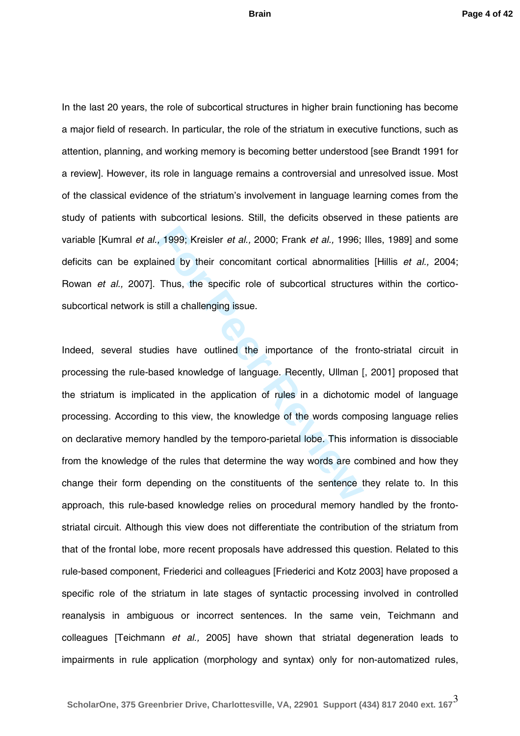In the last 20 years, the role of subcortical structures in higher brain functioning has become a major field of research. In particular, the role of the striatum in executive functions, such as attention, planning, and working memory is becoming better understood [see Brandt 1991 for a review]. However, its role in language remains a controversial and unresolved issue. Most of the classical evidence of the striatum's involvement in language learning comes from the study of patients with subcortical lesions. Still, the deficits observed in these patients are variable [Kumral *et al.,* 1999; Kreisler *et al.,* 2000; Frank *et al.,* 1996; Illes, 1989] and some deficits can be explained by their concomitant cortical abnormalities [Hillis *et al.,* 2004; Rowan *et al.,* 2007]. Thus, the specific role of subcortical structures within the cortico-subcortical network is still a challenging issue.

Indeed, several studies have outlined the importance of the fronto-striatal circuit in processing the rule-based knowledge of language. Recently, Ullman [, 2001] proposed that the striatum is implicated in the application of rules in a dichotomic model of language processing. According to this view, the knowledge of the words composing language relies on declarative memory handled by the temporo-parietal lobe. This information is dissociable from the knowledge of the rules that determine the way words are combined and how they change their form depending on the constituents of the sentence they relate to. In this approach, this rule-based knowledge relies on procedural memory handled by the fronto-striatal circuit. Although this view does not differentiate the contribution of the striatum from that of the frontal lobe, more recent proposals have addressed this question. Related to this rule-based component, Friederici and colleagues [Friederici and Kotz 2003] have proposed a specific role of the striatum in late stages of syntactic processing involved in controlled reanalysis in ambiguous or incorrect sentences. In the same vein, Teichmann and colleagues [Teichmann *et al.,* 2005] have shown that striatal degeneration leads to impairments in rule application (morphology and syntax) only for non-automatized rules,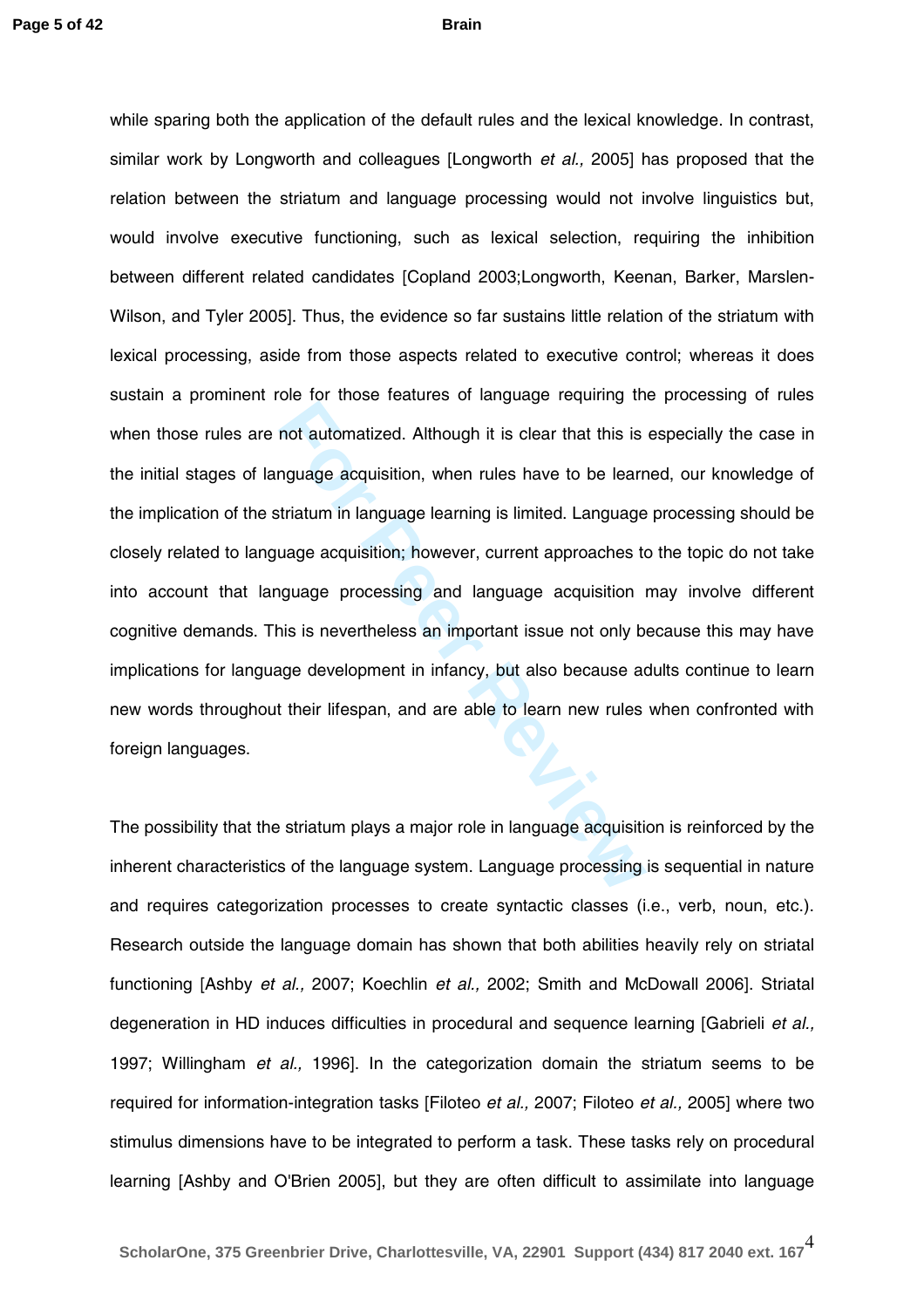while sparing both the application of the default rules and the lexical knowledge. In contrast, similar work by Longworth and colleagues [Longworth *et al.,* 2005] has proposed that the relation between the striatum and language processing would not involve linguistics but, would involve executive functioning, such as lexical selection, requiring the inhibition between different related candidates [Copland 2003;Longworth, Keenan, Barker, Marslen-Wilson, and Tyler 2005]. Thus, the evidence so far sustains little relation of the striatum with lexical processing, aside from those aspects related to executive control; whereas it does sustain a prominent role for those features of language requiring the processing of rules when those rules are not automatized. Although it is clear that this is especially the case in the initial stages of language acquisition, when rules have to be learned, our knowledge of the implication of the striatum in language learning is limited. Language processing should be closely related to language acquisition; however, current approaches to the topic do not take into account that language processing and language acquisition may involve different cognitive demands. This is nevertheless an important issue not only because this may have implications for language development in infancy, but also because adults continue to learn new words throughout their lifespan, and are able to learn new rules when confronted with foreign languages.

The possibility that the striatum plays a major role in language acquisition is reinforced by the inherent characteristics of the language system. Language processing is sequential in nature and requires categorization processes to create syntactic classes (i.e., verb, noun, etc.). Research outside the language domain has shown that both abilities heavily rely on striatal functioning [Ashby *et al.,* 2007; Koechlin *et al.,* 2002; Smith and McDowall 2006]. Striatal degeneration in HD induces difficulties in procedural and sequence learning [Gabrieli *et al.,* 1997; Willingham *et al.,* 1996]. In the categorization domain the striatum seems to be required for information-integration tasks [Filoteo *et al.,* 2007; Filoteo *et al.,* 2005] where two stimulus dimensions have to be integrated to perform a task. These tasks rely on procedural learning [Ashby and O'Brien 2005], but they are often difficult to assimilate into language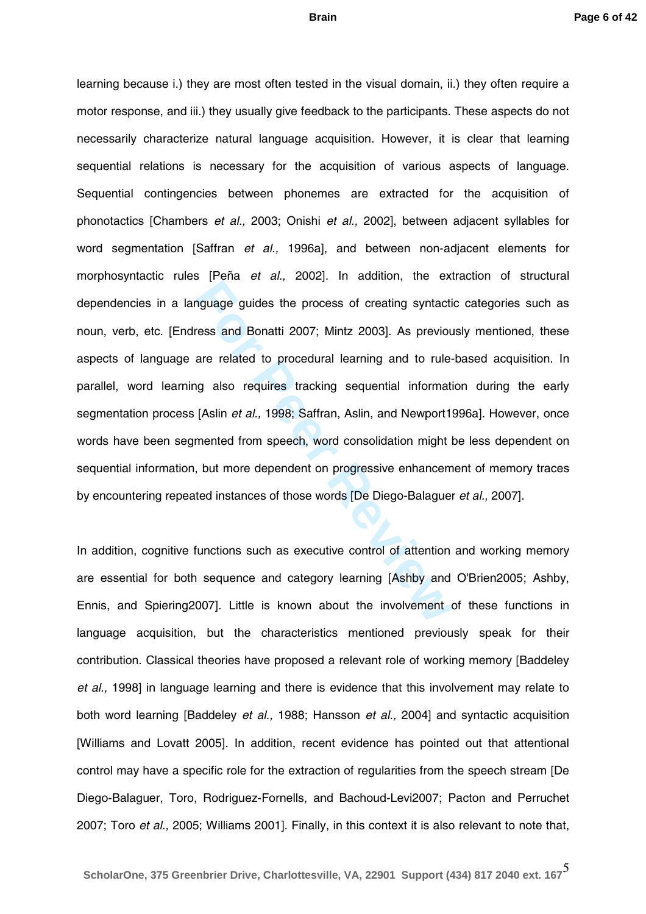learning because i.) they are most often tested in the visual domain, ii.) they often require a motor response, and iii.) they usually give feedback to the participants. These aspects do not necessarily characterize natural language acquisition. However, it is clear that learning sequential relations is necessary for the acquisition of various aspects of language. Sequential contingencies between phonemes are extracted for the acquisition of phonotactics [Chambers *et al.,* 2003; Onishi *et al.,* 2002], between adjacent syllables for word segmentation [Saffran *et al.,* 1996a], and between non-adjacent elements for morphosyntactic rules [Peña *et al.,* 2002]. In addition, the extraction of structural dependencies in a language guides the process of creating syntactic categories such as noun, verb, etc. [Endress and Bonatti 2007; Mintz 2003]. As previously mentioned, these aspects of language are related to procedural learning and to rule-based acquisition. In parallel, word learning also requires tracking sequential information during the early segmentation process [Aslin *et al.,* 1998; Saffran, Aslin, and Newport1996a]. However, once words have been segmented from speech, word consolidation might be less dependent on sequential information, but more dependent on progressive enhancement of memory traces by encountering repeated instances of those words [De Diego-Balaguer *et al.,* 2007].

In addition, cognitive functions such as executive control of attention and working memory are essential for both sequence and category learning [Ashby and O'Brien2005; Ashby, Ennis, and Spiering2007]. Little is known about the involvement of these functions in language acquisition, but the characteristics mentioned previously speak for their contribution. Classical theories have proposed a relevant role of working memory [Baddeley *et al.,* 1998] in language learning and there is evidence that this involvement may relate to both word learning [Baddeley *et al.,* 1988; Hansson *et al.,* 2004] and syntactic acquisition [Williams and Lovatt 2005]. In addition, recent evidence has pointed out that attentional control may have a specific role for the extraction of regularities from the speech stream [De Diego-Balaguer, Toro, Rodriguez-Fornells, and Bachoud-Levi2007; Pacton and Perruchet 2007; Toro *et al.,* 2005; Williams 2001]. Finally, in this context it is also relevant to note that,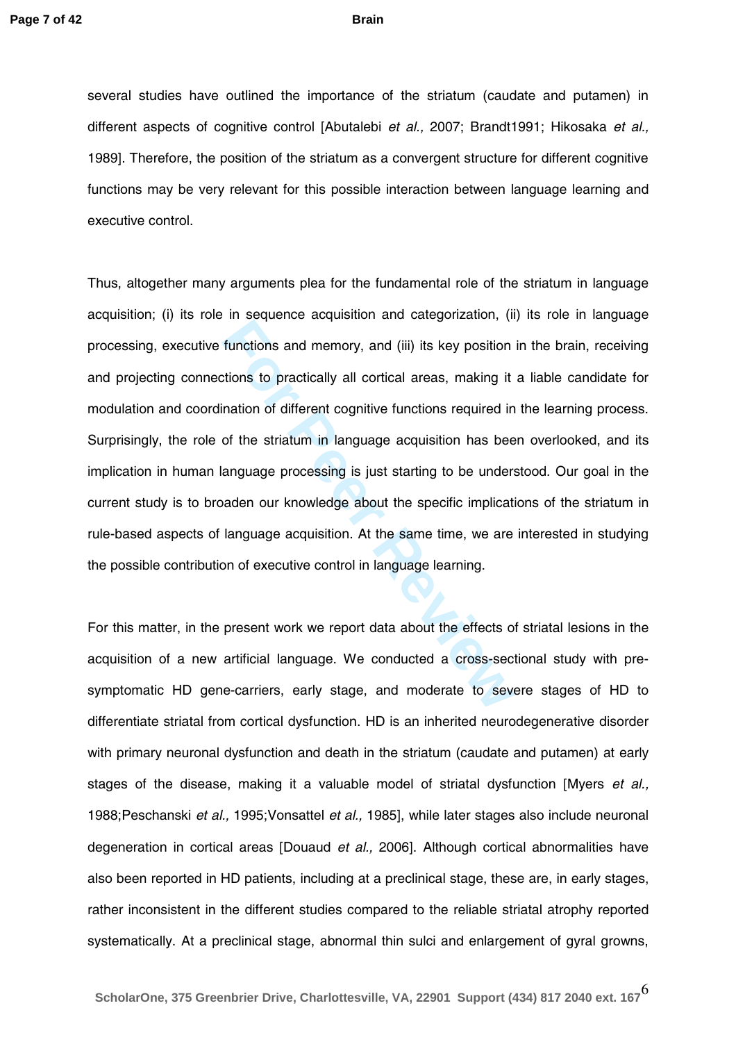several studies have outlined the importance of the striatum (caudate and putamen) in different aspects of cognitive control [Abutalebi *et al.,* 2007; Brandt1991; Hikosaka *et al.,* 1989]. Therefore, the position of the striatum as a convergent structure for different cognitive functions may be very relevant for this possible interaction between language learning and executive control.

Thus, altogether many arguments plea for the fundamental role of the striatum in language acquisition; (i) its role in sequence acquisition and categorization, (ii) its role in language processing, executive functions and memory, and (iii) its key position in the brain, receiving and projecting connections to practically all cortical areas, making it a liable candidate for modulation and coordination of different cognitive functions required in the learning process. Surprisingly, the role of the striatum in language acquisition has been overlooked, and its implication in human language processing is just starting to be understood. Our goal in the current study is to broaden our knowledge about the specific implications of the striatum in rule-based aspects of language acquisition. At the same time, we are interested in studying the possible contribution of executive control in language learning.

For this matter, in the present work we report data about the effects of striatal lesions in the acquisition of a new artificial language. We conducted a cross-sectional study with pre-symptomatic HD gene-carriers, early stage, and moderate to severe stages of HD to differentiate striatal from cortical dysfunction. HD is an inherited neurodegenerative disorder with primary neuronal dysfunction and death in the striatum (caudate and putamen) at early stages of the disease, making it a valuable model of striatal dysfunction [Myers *et al.,* 1988;Peschanski *et al.,* 1995;Vonsattel *et al.,* 1985], while later stages also include neuronal degeneration in cortical areas [Douaud *et al.,* 2006]. Although cortical abnormalities have also been reported in HD patients, including at a preclinical stage, these are, in early stages, rather inconsistent in the different studies compared to the reliable striatal atrophy reported systematically. At a preclinical stage, abnormal thin sulci and enlargement of gyral growns,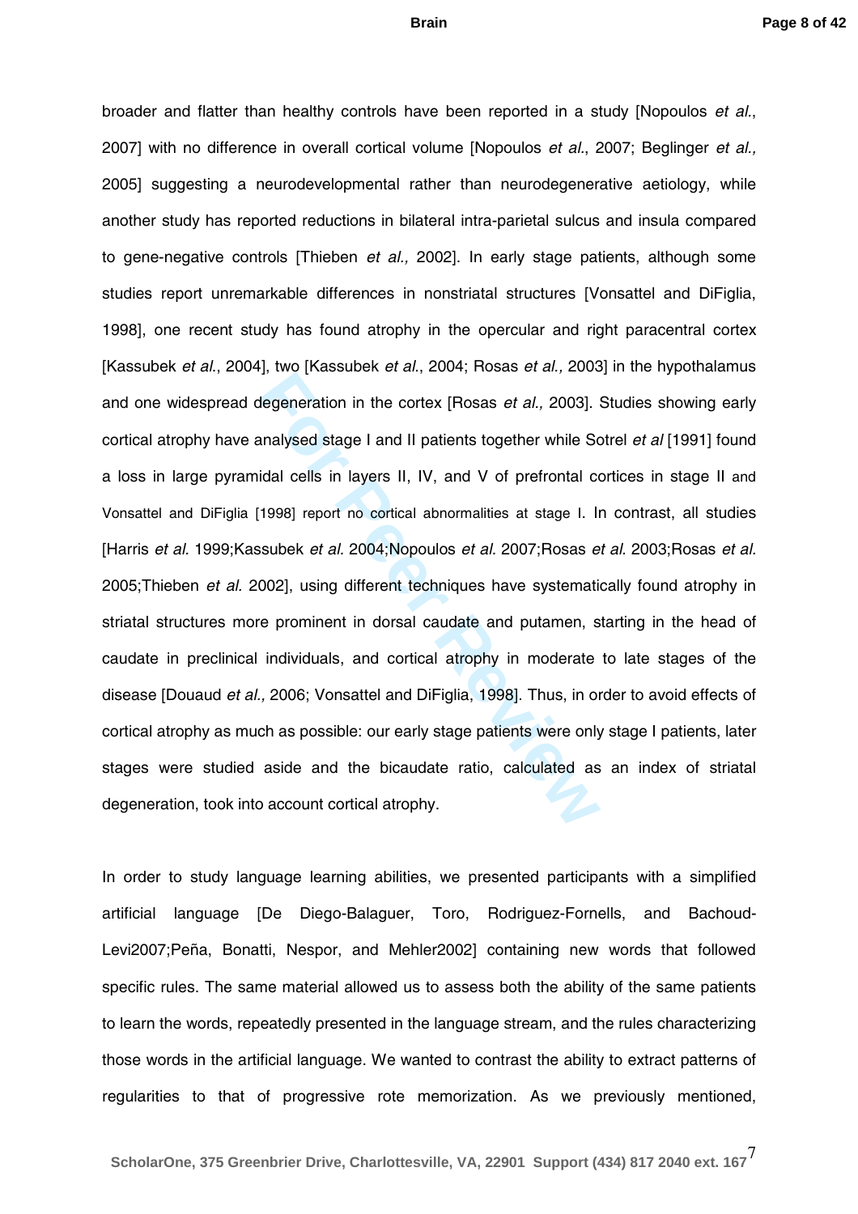broader and flatter than healthy controls have been reported in a study [Nopoulos *et al.*, 2007] with no difference in overall cortical volume [Nopoulos *et al.*, 2007; Beglinger *et al.,* 2005] suggesting a neurodevelopmental rather than neurodegenerative aetiology, while another study has reported reductions in bilateral intra-parietal sulcus and insula compared to gene-negative controls [Thieben *et al.,* 2002]. In early stage patients, although some studies report unremarkable differences in nonstriatal structures [Vonsattel and DiFiglia, 1998], one recent study has found atrophy in the opercular and right paracentral cortex [Kassubek *et al.*, 2004], two [Kassubek *et al.*, 2004; Rosas *et al.,* 2003] in the hypothalamus and one widespread degeneration in the cortex [Rosas *et al.,* 2003]. Studies showing early cortical atrophy have analysed stage I and II patients together while Sotrel *et al* [1991] found a loss in large pyramidal cells in layers II, IV, and V of prefrontal cortices in stage II and Vonsattel and DiFiglia [1998] report no cortical abnormalities at stage I. In contrast, all studies [Harris *et al.* 1999;Kassubek *et al.* 2004;Nopoulos *et al.* 2007;Rosas *et al.* 2003;Rosas *et al.* 2005;Thieben *et al.* 2002], using different techniques have systematically found atrophy in striatal structures more prominent in dorsal caudate and putamen, starting in the head of caudate in preclinical individuals, and cortical atrophy in moderate to late stages of the disease [Douaud *et al.,* 2006; Vonsattel and DiFiglia, 1998]. Thus, in order to avoid effects of cortical atrophy as much as possible: our early stage patients were only stage I patients, later stages were studied aside and the bicaudate ratio, calculated as an index of striatal degeneration, took into account cortical atrophy.

In order to study language learning abilities, we presented participants with a simplified artificial language [De Diego-Balaguer, Toro, Rodriguez-Fornells, and Bachoud-Levi2007;Peña, Bonatti, Nespor, and Mehler2002] containing new words that followed specific rules. The same material allowed us to assess both the ability of the same patients to learn the words, repeatedly presented in the language stream, and the rules characterizing those words in the artificial language. We wanted to contrast the ability to extract patterns of regularities to that of progressive rote memorization. As we previously mentioned,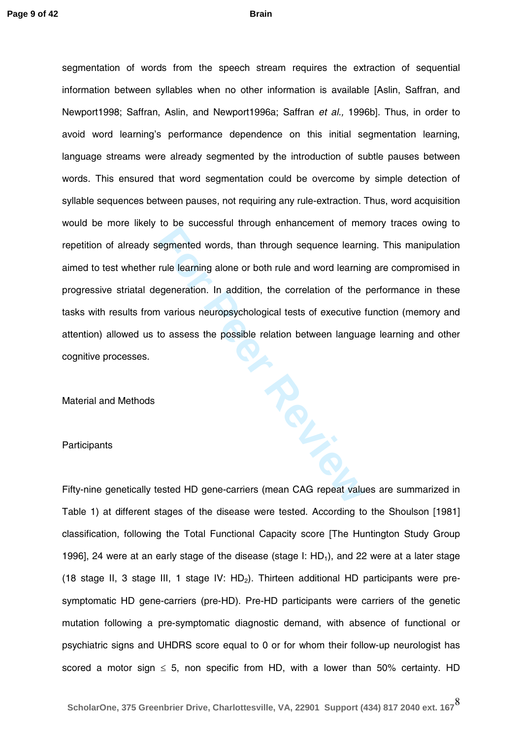segmentation of words from the speech stream requires the extraction of sequential information between syllables when no other information is available [Aslin, Saffran, and Newport1998; Saffran, Aslin, and Newport1996a; Saffran *et al.,* 1996b]. Thus, in order to avoid word learning's performance dependence on this initial segmentation learning, language streams were already segmented by the introduction of subtle pauses between words. This ensured that word segmentation could be overcome by simple detection of syllable sequences between pauses, not requiring any rule-extraction. Thus, word acquisition would be more likely to be successful through enhancement of memory traces owing to repetition of already segmented words, than through sequence learning. This manipulation aimed to test whether rule learning alone or both rule and word learning are compromised in progressive striatal degeneration. In addition, the correlation of the performance in these tasks with results from various neuropsychological tests of executive function (memory and attention) allowed us to assess the possible relation between language learning and other cognitive processes.

## Material and Methods

### Participants

Fifty-nine genetically tested HD gene-carriers (mean CAG repeat values are summarized in Table 1) at different stages of the disease were tested. According to the Shoulson [1981] classification, following the Total Functional Capacity score [The Huntington Study Group 1996], 24 were at an early stage of the disease (stage I: $HD_1$), and 22 were at a later stage (18 stage II, 3 stage III, 1 stage IV: $HD_2$). Thirteen additional HD participants were pre-symptomatic HD gene-carriers (pre-HD). Pre-HD participants were carriers of the genetic mutation following a pre-symptomatic diagnostic demand, with absence of functional or psychiatric signs and UHDRS score equal to 0 or for whom their follow-up neurologist has scored a motor sign $\leq 5$, non specific from HD, with a lower than 50% certainty. HD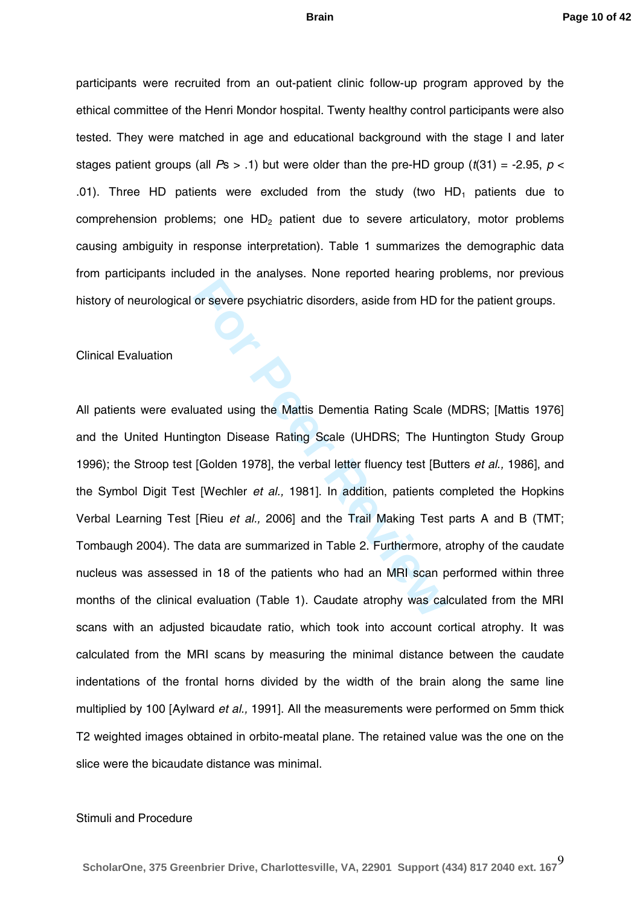participants were recruited from an out-patient clinic follow-up program approved by the ethical committee of the Henri Mondor hospital. Twenty healthy control participants were also tested. They were matched in age and educational background with the stage I and later stages patient groups (all *P*s > .1) but were older than the pre-HD group ($t(31) = -2.95$, $p < .01$). Three HD patients were excluded from the study (two $HD_1$ patients due to comprehension problems; one $HD_2$ patient due to severe articulatory, motor problems causing ambiguity in response interpretation). Table 1 summarizes the demographic data from participants included in the analyses. None reported hearing problems, nor previous history of neurological or severe psychiatric disorders, aside from HD for the patient groups.

## Clinical Evaluation

All patients were evaluated using the Mattis Dementia Rating Scale (MDRS; [Mattis 1976] and the United Huntington Disease Rating Scale (UHDRS; The Huntington Study Group 1996); the Stroop test [Golden 1978], the verbal letter fluency test [Butters *et al.,* 1986], and the Symbol Digit Test [Wechler *et al.,* 1981]. In addition, patients completed the Hopkins Verbal Learning Test [Rieu *et al.,* 2006] and the Trail Making Test parts A and B (TMT; Tombaugh 2004). The data are summarized in Table 2. Furthermore, atrophy of the caudate nucleus was assessed in 18 of the patients who had an MRI scan performed within three months of the clinical evaluation (Table 1). Caudate atrophy was calculated from the MRI scans with an adjusted bicaudate ratio, which took into account cortical atrophy. It was calculated from the MRI scans by measuring the minimal distance between the caudate indentations of the frontal horns divided by the width of the brain along the same line multiplied by 100 [Aylward *et al.,* 1991]. All the measurements were performed on 5mm thick T2 weighted images obtained in orbito-meatal plane. The retained value was the one on the slice were the bicaudate distance was minimal.

## Stimuli and Procedure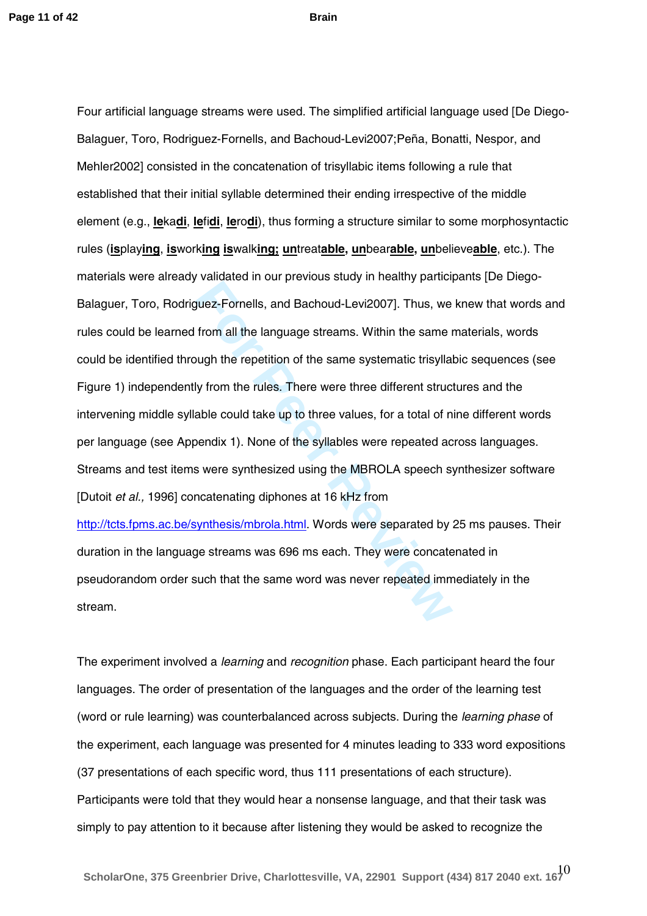Four artificial language streams were used. The simplified artificial language used [De Diego-Balaguer, Toro, Rodriguez-Fornells, and Bachoud-Levi2007;Peña, Bonatti, Nespor, and Mehler2002] consisted in the concatenation of trisyllabic items following a rule that established that their initial syllable determined their ending irrespective of the middle element (e.g., **le**ka**di**, **le**fi**di**, **le**ro**di**), thus forming a structure similar to some morphosyntactic rules (**is**play**ing**, **is**work**ing** **is**walk**ing;** **un**treat**able,** **un**bear**able,** **un**believe**able**, etc.). The materials were already validated in our previous study in healthy participants [De Diego-Balaguer, Toro, Rodriguez-Fornells, and Bachoud-Levi2007]. Thus, we knew that words and rules could be learned from all the language streams. Within the same materials, words could be identified through the repetition of the same systematic trisyllabic sequences (see Figure 1) independently from the rules. There were three different structures and the intervening middle syllable could take up to three values, for a total of nine different words per language (see Appendix 1). None of the syllables were repeated across languages. Streams and test items were synthesized using the MBROLA speech synthesizer software [Dutoit *et al.,* 1996] concatenating diphones at 16 kHz from http://tcts.fpms.ac.be/synthesis/mbrola.html. Words were separated by 25 ms pauses. Their duration in the language streams was 696 ms each. They were concatenated in pseudorandom order such that the same word was never repeated immediately in the stream.

The experiment involved a *learning* and *recognition* phase. Each participant heard the four languages. The order of presentation of the languages and the order of the learning test (word or rule learning) was counterbalanced across subjects. During the *learning phase* of the experiment, each language was presented for 4 minutes leading to 333 word expositions (37 presentations of each specific word, thus 111 presentations of each structure). Participants were told that they would hear a nonsense language, and that their task was simply to pay attention to it because after listening they would be asked to recognize the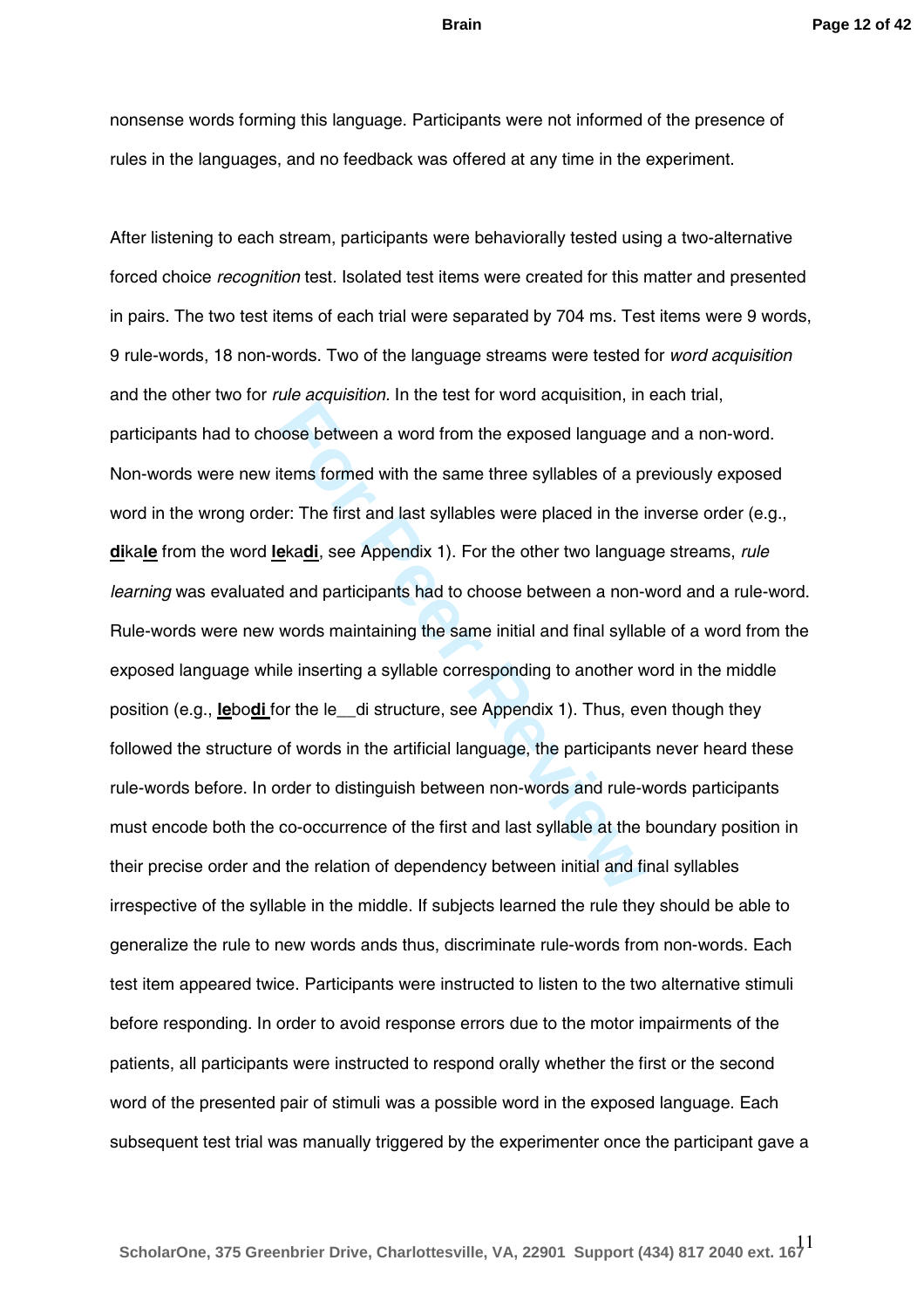nonsense words forming this language. Participants were not informed of the presence of rules in the languages, and no feedback was offered at any time in the experiment.

After listening to each stream, participants were behaviorally tested using a two-alternative forced choice *recognition* test. Isolated test items were created for this matter and presented in pairs. The two test items of each trial were separated by 704 ms. Test items were 9 words, 9 rule-words, 18 non-words. Two of the language streams were tested for *word acquisition* and the other two for *rule acquisition.* In the test for word acquisition, in each trial, participants had to choose between a word from the exposed language and a non-word. Non-words were new items formed with the same three syllables of a previously exposed word in the wrong order: The first and last syllables were placed in the inverse order (e.g., **di**ka**le** from the word **le**ka**di**, see Appendix 1). For the other two language streams, *rule learning* was evaluated and participants had to choose between a non-word and a rule-word. Rule-words were new words maintaining the same initial and final syllable of a word from the exposed language while inserting a syllable corresponding to another word in the middle position (e.g., **le**bo**di** for the le__di structure, see Appendix 1). Thus, even though they followed the structure of words in the artificial language, the participants never heard these rule-words before. In order to distinguish between non-words and rule-words participants must encode both the co-occurrence of the first and last syllable at the boundary position in their precise order and the relation of dependency between initial and final syllables irrespective of the syllable in the middle. If subjects learned the rule they should be able to generalize the rule to new words ands thus, discriminate rule-words from non-words. Each test item appeared twice. Participants were instructed to listen to the two alternative stimuli before responding. In order to avoid response errors due to the motor impairments of the patients, all participants were instructed to respond orally whether the first or the second word of the presented pair of stimuli was a possible word in the exposed language. Each subsequent test trial was manually triggered by the experimenter once the participant gave a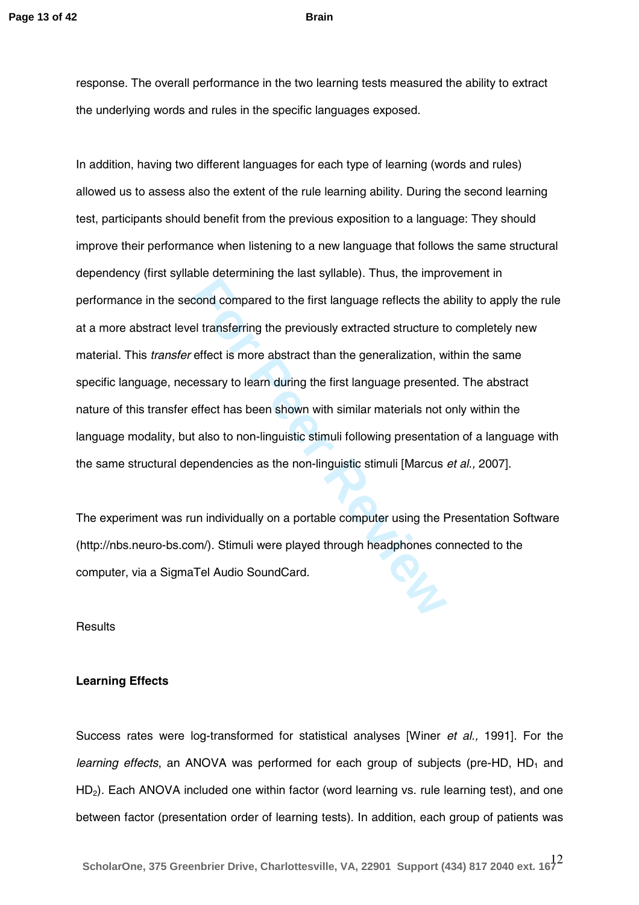response. The overall performance in the two learning tests measured the ability to extract the underlying words and rules in the specific languages exposed.

In addition, having two different languages for each type of learning (words and rules) allowed us to assess also the extent of the rule learning ability. During the second learning test, participants should benefit from the previous exposition to a language: They should improve their performance when listening to a new language that follows the same structural dependency (first syllable determining the last syllable). Thus, the improvement in performance in the second compared to the first language reflects the ability to apply the rule at a more abstract level transferring the previously extracted structure to completely new material. This *transfer* effect is more abstract than the generalization, within the same specific language, necessary to learn during the first language presented. The abstract nature of this transfer effect has been shown with similar materials not only within the language modality, but also to non-linguistic stimuli following presentation of a language with the same structural dependencies as the non-linguistic stimuli [Marcus *et al.,* 2007].

The experiment was run individually on a portable computer using the Presentation Software (http://nbs.neuro-bs.com/). Stimuli were played through headphones connected to the computer, via a SigmaTel Audio SoundCard.

## Results

### Learning Effects

Success rates were log-transformed for statistical analyses [Winer *et al.,* 1991]. For the *learning effects*, an ANOVA was performed for each group of subjects (pre-HD, $HD_1$ and $HD_2$). Each ANOVA included one within factor (word learning vs. rule learning test), and one between factor (presentation order of learning tests). In addition, each group of patients was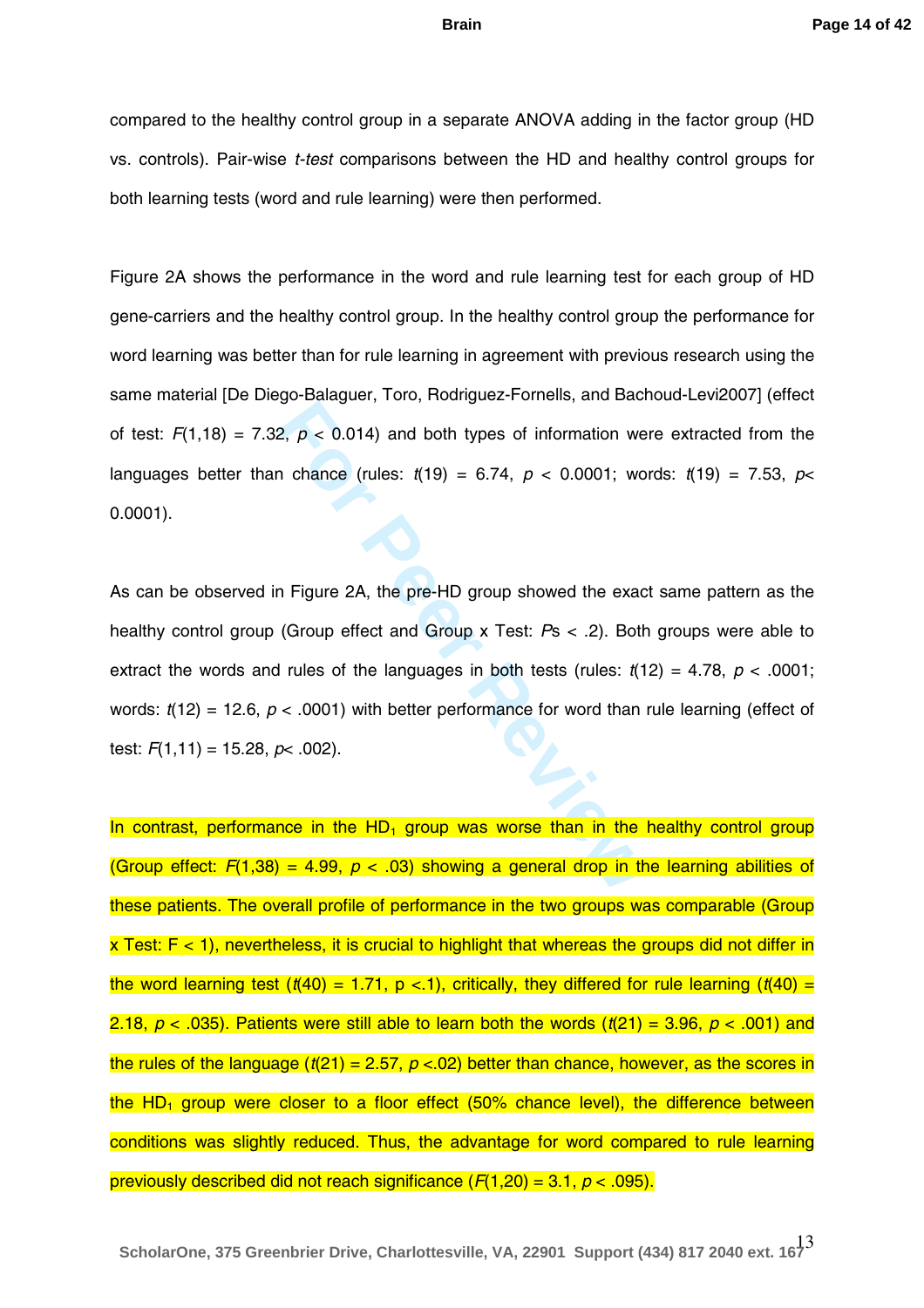compared to the healthy control group in a separate ANOVA adding in the factor group (HD vs. controls). Pair-wise *t-test* comparisons between the HD and healthy control groups for both learning tests (word and rule learning) were then performed.

Figure 2A shows the performance in the word and rule learning test for each group of HD gene-carriers and the healthy control group. In the healthy control group the performance for word learning was better than for rule learning in agreement with previous research using the same material [De Diego-Balaguer, Toro, Rodriguez-Fornells, and Bachoud-Levi2007] (effect of test: $F(1,18) = 7.32$, $p < 0.014$) and both types of information were extracted from the languages better than chance (rules: $t(19) = 6.74$, $p < 0.0001$; words: $t(19) = 7.53$, $p < 0.0001$).

As can be observed in Figure 2A, the pre-HD group showed the exact same pattern as the healthy control group (Group effect and Group x Test: $Ps < .2$). Both groups were able to extract the words and rules of the languages in both tests (rules: $t(12) = 4.78$, $p < .0001$; words: $t(12) = 12.6$, $p < .0001$) with better performance for word than rule learning (effect of test: $F(1,11) = 15.28$, $p < .002$).

In contrast, performance in the $HD_1$ group was worse than in the healthy control group (Group effect: $F(1,38) = 4.99$, $p < .03$) showing a general drop in the learning abilities of these patients. The overall profile of performance in the two groups was comparable (Group x Test: $F < 1$), nevertheless, it is crucial to highlight that whereas the groups did not differ in the word learning test ($t(40) = 1.71$, $p < .1$), critically, they differed for rule learning ($t(40) = 2.18$, $p < .035$). Patients were still able to learn both the words ($t(21) = 3.96$, $p < .001$) and the rules of the language ($t(21) = 2.57$, $p < .02$) better than chance, however, as the scores in the $HD_1$ group were closer to a floor effect (50% chance level), the difference between conditions was slightly reduced. Thus, the advantage for word compared to rule learning previously described did not reach significance ($F(1,20) = 3.1$, $p < .095$).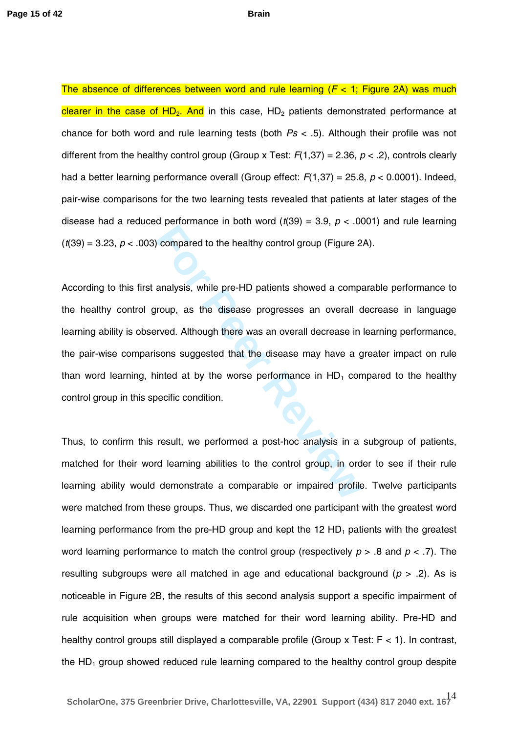The absence of differences between word and rule learning ($F < 1$; Figure 2A) was much clearer in the case of $HD_2$. And in this case, $HD_2$ patients demonstrated performance at chance for both word and rule learning tests (both $Ps < .5$). Although their profile was not different from the healthy control group (Group x Test: $F(1,37) = 2.36$, $p < .2$), controls clearly had a better learning performance overall (Group effect: $F(1,37) = 25.8$, $p < 0.0001$). Indeed, pair-wise comparisons for the two learning tests revealed that patients at later stages of the disease had a reduced performance in both word ($t(39) = 3.9$, $p < .0001$) and rule learning ($t(39) = 3.23$, $p < .003$) compared to the healthy control group (Figure 2A).

According to this first analysis, while pre-HD patients showed a comparable performance to the healthy control group, as the disease progresses an overall decrease in language learning ability is observed. Although there was an overall decrease in learning performance, the pair-wise comparisons suggested that the disease may have a greater impact on rule than word learning, hinted at by the worse performance in $HD_1$ compared to the healthy control group in this specific condition.

Thus, to confirm this result, we performed a post-hoc analysis in a subgroup of patients, matched for their word learning abilities to the control group, in order to see if their rule learning ability would demonstrate a comparable or impaired profile. Twelve participants were matched from these groups. Thus, we discarded one participant with the greatest word learning performance from the pre-HD group and kept the 12 $HD_1$ patients with the greatest word learning performance to match the control group (respectively $p > .8$ and $p < .7$). The resulting subgroups were all matched in age and educational background ($p > .2$). As is noticeable in Figure 2B, the results of this second analysis support a specific impairment of rule acquisition when groups were matched for their word learning ability. Pre-HD and healthy control groups still displayed a comparable profile (Group x Test: $F < 1$). In contrast, the $HD_1$ group showed reduced rule learning compared to the healthy control group despite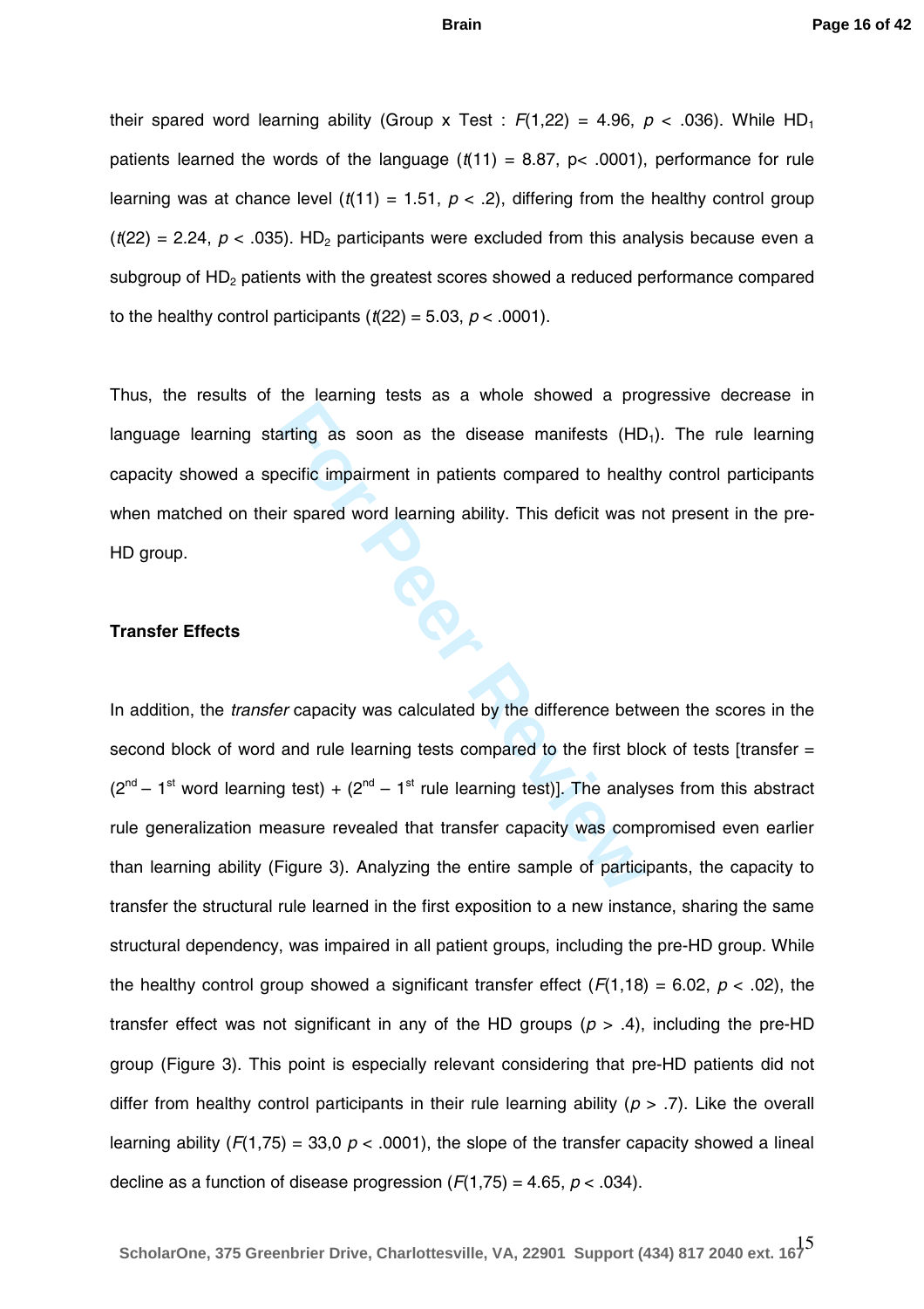their spared word learning ability (Group x Test : $F(1,22) = 4.96$, $p < .036$). While $HD_1$ patients learned the words of the language ($t(11) = 8.87$, $p < .0001$), performance for rule learning was at chance level ($t(11) = 1.51$, $p < .2$), differing from the healthy control group ($t(22) = 2.24$, $p < .035$). $HD_2$ participants were excluded from this analysis because even a subgroup of $HD_2$ patients with the greatest scores showed a reduced performance compared to the healthy control participants ($t(22) = 5.03$, $p < .0001$).

Thus, the results of the learning tests as a whole showed a progressive decrease in language learning starting as soon as the disease manifests ($HD_1$). The rule learning capacity showed a specific impairment in patients compared to healthy control participants when matched on their spared word learning ability. This deficit was not present in the pre-HD group.

**Transfer Effects**

In addition, the *transfer* capacity was calculated by the difference between the scores in the second block of word and rule learning tests compared to the first block of tests [transfer = ($2^{nd}$ – $1^{st}$ word learning test) + ($2^{nd}$ – $1^{st}$ rule learning test)]. The analyses from this abstract rule generalization measure revealed that transfer capacity was compromised even earlier than learning ability (Figure 3). Analyzing the entire sample of participants, the capacity to transfer the structural rule learned in the first exposition to a new instance, sharing the same structural dependency, was impaired in all patient groups, including the pre-HD group. While the healthy control group showed a significant transfer effect ($F(1,18) = 6.02$, $p < .02$), the transfer effect was not significant in any of the HD groups ($p > .4$), including the pre-HD group (Figure 3). This point is especially relevant considering that pre-HD patients did not differ from healthy control participants in their rule learning ability ($p > .7$). Like the overall learning ability ($F(1,75) = 33,0$ $p < .0001$), the slope of the transfer capacity showed a lineal decline as a function of disease progression ($F(1,75) = 4.65$, $p < .034$).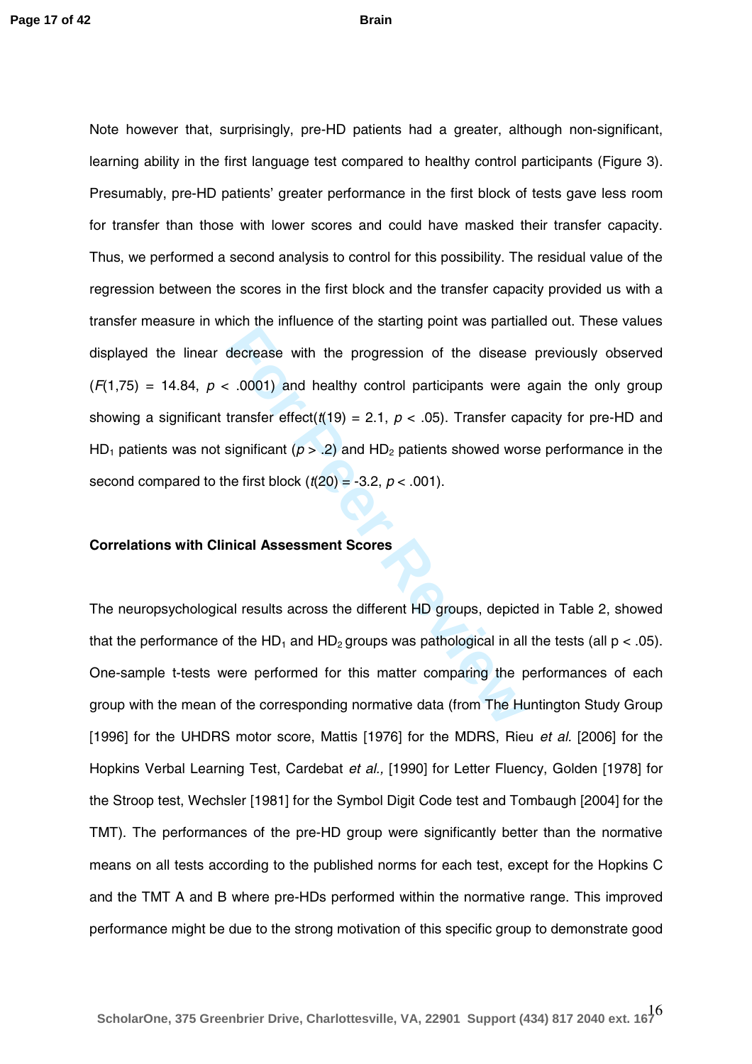Note however that, surprisingly, pre-HD patients had a greater, although non-significant, learning ability in the first language test compared to healthy control participants (Figure 3). Presumably, pre-HD patients' greater performance in the first block of tests gave less room for transfer than those with lower scores and could have masked their transfer capacity. Thus, we performed a second analysis to control for this possibility. The residual value of the regression between the scores in the first block and the transfer capacity provided us with a transfer measure in which the influence of the starting point was partialled out. These values displayed the linear decrease with the progression of the disease previously observed ($F(1,75) = 14.84$, $p < .0001$) and healthy control participants were again the only group showing a significant transfer effect($t(19) = 2.1$, $p < .05$). Transfer capacity for pre-HD and $HD_1$ patients was not significant ($p > .2$) and $HD_2$ patients showed worse performance in the second compared to the first block ($t(20) = -3.2$, $p < .001$).

**Correlations with Clinical Assessment Scores**

The neuropsychological results across the different HD groups, depicted in Table 2, showed that the performance of the $HD_1$ and $HD_2$ groups was pathological in all the tests (all $p < .05$). One-sample t-tests were performed for this matter comparing the performances of each group with the mean of the corresponding normative data (from The Huntington Study Group [1996] for the UHDRS motor score, Mattis [1976] for the MDRS, Rieu *et al.* [2006] for the Hopkins Verbal Learning Test, Cardebat *et al.,* [1990] for Letter Fluency, Golden [1978] for the Stroop test, Wechsler [1981] for the Symbol Digit Code test and Tombaugh [2004] for the TMT). The performances of the pre-HD group were significantly better than the normative means on all tests according to the published norms for each test, except for the Hopkins C and the TMT A and B where pre-HDs performed within the normative range. This improved performance might be due to the strong motivation of this specific group to demonstrate good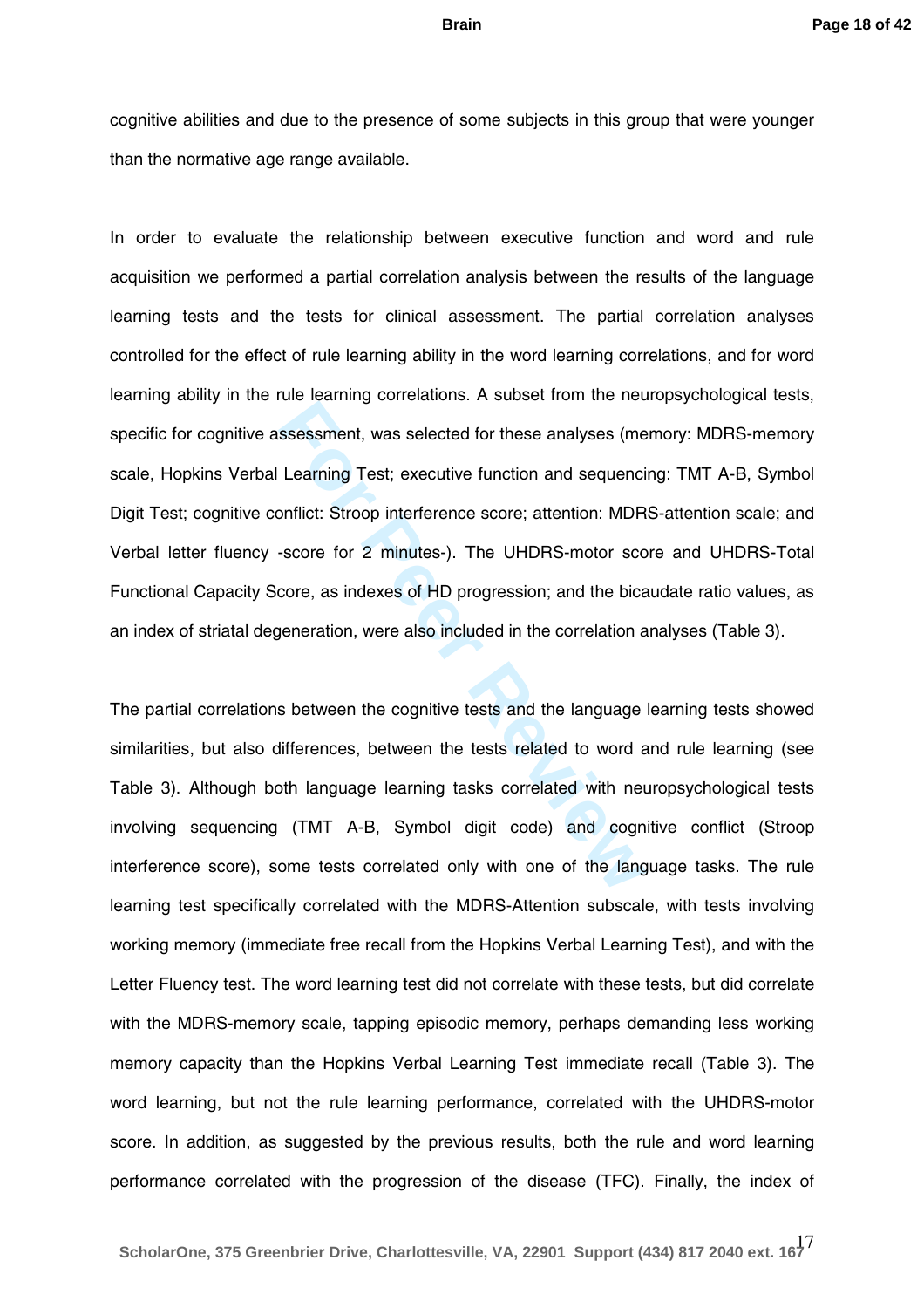cognitive abilities and due to the presence of some subjects in this group that were younger than the normative age range available.

In order to evaluate the relationship between executive function and word and rule acquisition we performed a partial correlation analysis between the results of the language learning tests and the tests for clinical assessment. The partial correlation analyses controlled for the effect of rule learning ability in the word learning correlations, and for word learning ability in the rule learning correlations. A subset from the neuropsychological tests, specific for cognitive assessment, was selected for these analyses (memory: MDRS-memory scale, Hopkins Verbal Learning Test; executive function and sequencing: TMT A-B, Symbol Digit Test; cognitive conflict: Stroop interference score; attention: MDRS-attention scale; and Verbal letter fluency -score for 2 minutes-). The UHDRS-motor score and UHDRS-Total Functional Capacity Score, as indexes of HD progression; and the bicaudate ratio values, as an index of striatal degeneration, were also included in the correlation analyses (Table 3).

The partial correlations between the cognitive tests and the language learning tests showed similarities, but also differences, between the tests related to word and rule learning (see Table 3). Although both language learning tasks correlated with neuropsychological tests involving sequencing (TMT A-B, Symbol digit code) and cognitive conflict (Stroop interference score), some tests correlated only with one of the language tasks. The rule learning test specifically correlated with the MDRS-Attention subscale, with tests involving working memory (immediate free recall from the Hopkins Verbal Learning Test), and with the Letter Fluency test. The word learning test did not correlate with these tests, but did correlate with the MDRS-memory scale, tapping episodic memory, perhaps demanding less working memory capacity than the Hopkins Verbal Learning Test immediate recall (Table 3). The word learning, but not the rule learning performance, correlated with the UHDRS-motor score. In addition, as suggested by the previous results, both the rule and word learning performance correlated with the progression of the disease (TFC). Finally, the index of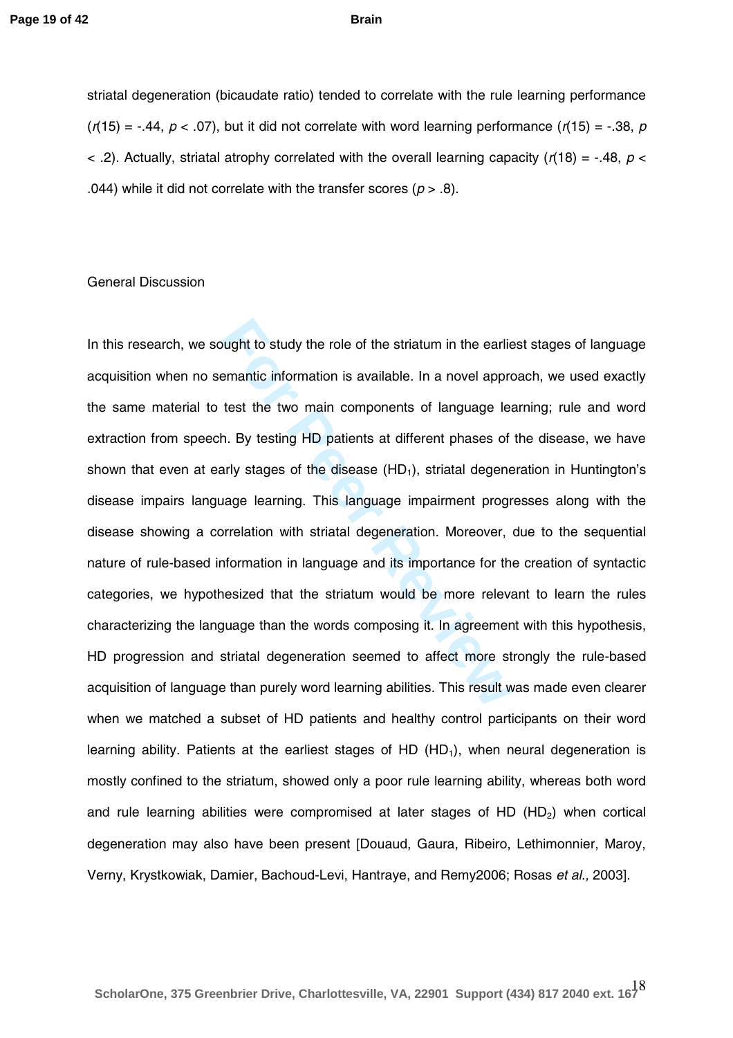striatal degeneration (bicaudate ratio) tended to correlate with the rule learning performance ($r(15) = -.44$, $p < .07$), but it did not correlate with word learning performance ($r(15) = -.38$, $p < .2$). Actually, striatal atrophy correlated with the overall learning capacity ($r(18) = -.48$, $p < .044$) while it did not correlate with the transfer scores ($p > .8$).

## General Discussion

In this research, we sought to study the role of the striatum in the earliest stages of language acquisition when no semantic information is available. In a novel approach, we used exactly the same material to test the two main components of language learning; rule and word extraction from speech. By testing HD patients at different phases of the disease, we have shown that even at early stages of the disease ($HD_1$), striatal degeneration in Huntington's disease impairs language learning. This language impairment progresses along with the disease showing a correlation with striatal degeneration. Moreover, due to the sequential nature of rule-based information in language and its importance for the creation of syntactic categories, we hypothesized that the striatum would be more relevant to learn the rules characterizing the language than the words composing it. In agreement with this hypothesis, HD progression and striatal degeneration seemed to affect more strongly the rule-based acquisition of language than purely word learning abilities. This result was made even clearer when we matched a subset of HD patients and healthy control participants on their word learning ability. Patients at the earliest stages of HD ($HD_1$), when neural degeneration is mostly confined to the striatum, showed only a poor rule learning ability, whereas both word and rule learning abilities were compromised at later stages of HD ($HD_2$) when cortical degeneration may also have been present [Douaud, Gaura, Ribeiro, Lethimonnier, Maroy, Verny, Krystkowiak, Damier, Bachoud-Levi, Hantraye, and Remy2006; Rosas *et al.,* 2003].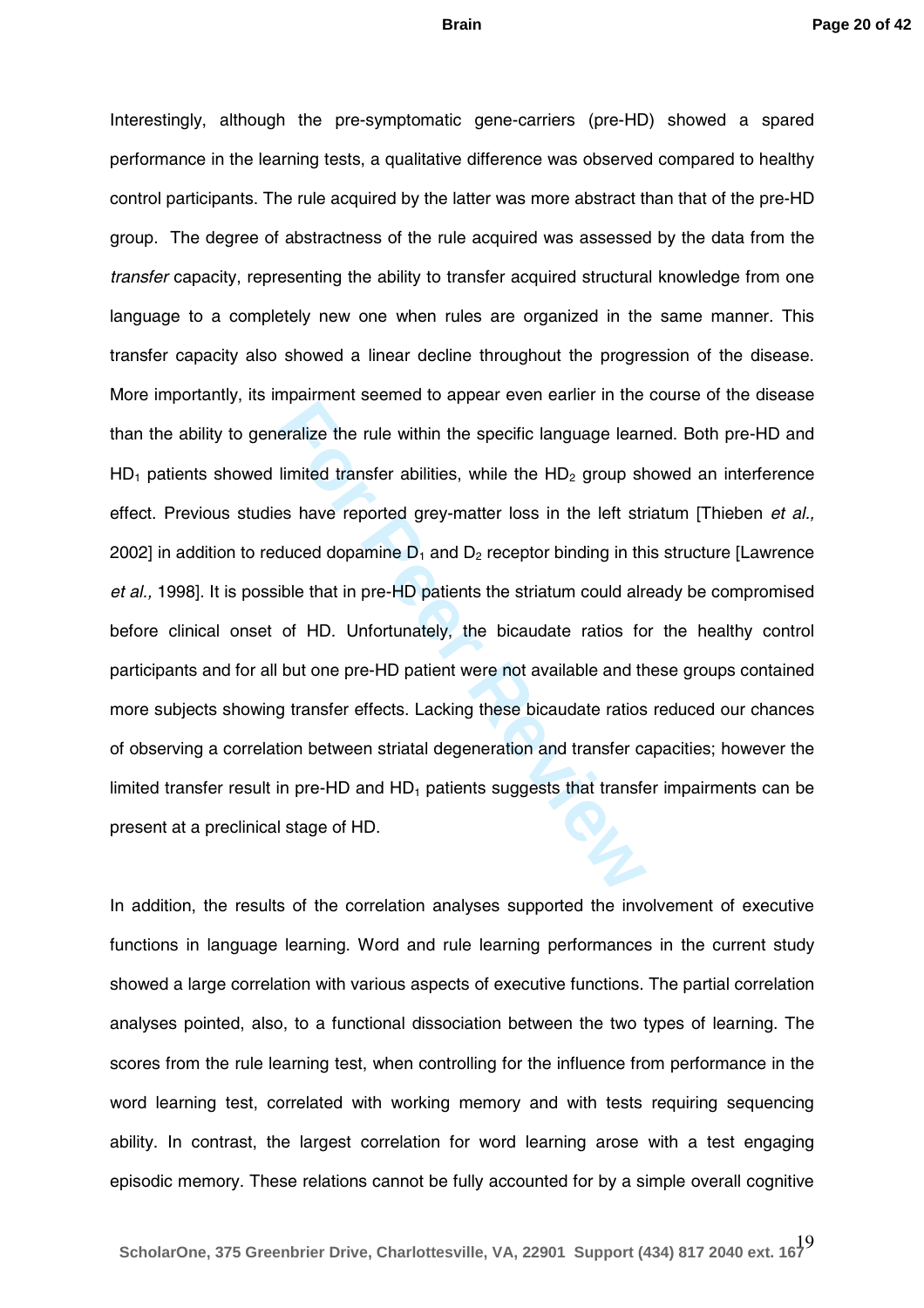Interestingly, although the pre-symptomatic gene-carriers (pre-HD) showed a spared performance in the learning tests, a qualitative difference was observed compared to healthy control participants. The rule acquired by the latter was more abstract than that of the pre-HD group. The degree of abstractness of the rule acquired was assessed by the data from the *transfer* capacity, representing the ability to transfer acquired structural knowledge from one language to a completely new one when rules are organized in the same manner. This transfer capacity also showed a linear decline throughout the progression of the disease. More importantly, its impairment seemed to appear even earlier in the course of the disease than the ability to generalize the rule within the specific language learned. Both pre-HD and $HD_1$ patients showed limited transfer abilities, while the $HD_2$ group showed an interference effect. Previous studies have reported grey-matter loss in the left striatum [Thieben *et al.,* 2002] in addition to reduced dopamine $D_1$ and $D_2$ receptor binding in this structure [Lawrence *et al.,* 1998]. It is possible that in pre-HD patients the striatum could already be compromised before clinical onset of HD. Unfortunately, the bicaudate ratios for the healthy control participants and for all but one pre-HD patient were not available and these groups contained more subjects showing transfer effects. Lacking these bicaudate ratios reduced our chances of observing a correlation between striatal degeneration and transfer capacities; however the limited transfer result in pre-HD and $HD_1$ patients suggests that transfer impairments can be present at a preclinical stage of HD.

In addition, the results of the correlation analyses supported the involvement of executive functions in language learning. Word and rule learning performances in the current study showed a large correlation with various aspects of executive functions. The partial correlation analyses pointed, also, to a functional dissociation between the two types of learning. The scores from the rule learning test, when controlling for the influence from performance in the word learning test, correlated with working memory and with tests requiring sequencing ability. In contrast, the largest correlation for word learning arose with a test engaging episodic memory. These relations cannot be fully accounted for by a simple overall cognitive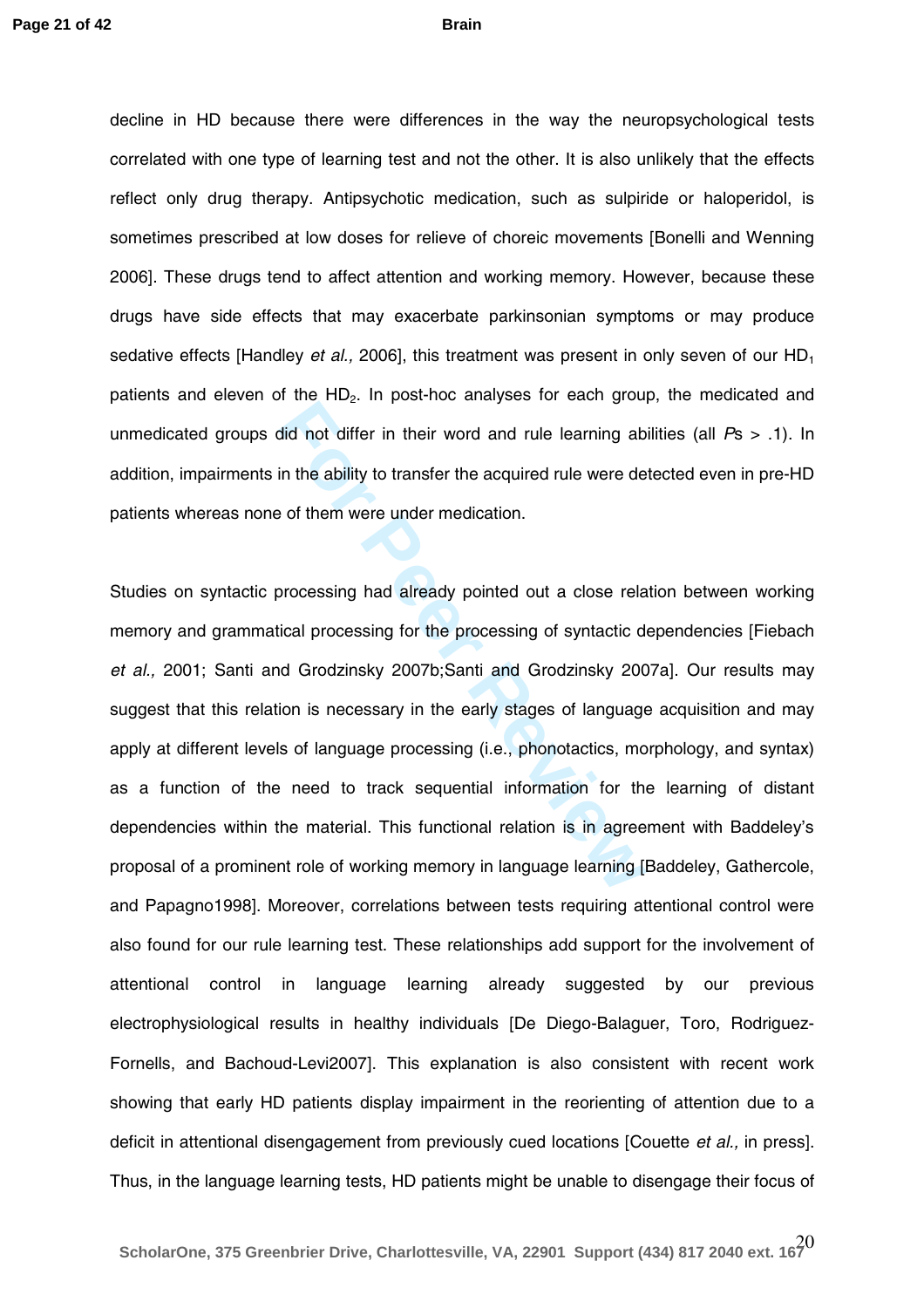decline in HD because there were differences in the way the neuropsychological tests correlated with one type of learning test and not the other. It is also unlikely that the effects reflect only drug therapy. Antipsychotic medication, such as sulpiride or haloperidol, is sometimes prescribed at low doses for relieve of choreic movements [Bonelli and Wenning 2006]. These drugs tend to affect attention and working memory. However, because these drugs have side effects that may exacerbate parkinsonian symptoms or may produce sedative effects [Handley *et al.,* 2006], this treatment was present in only seven of our $HD_1$ patients and eleven of the $HD_2$. In post-hoc analyses for each group, the medicated and unmedicated groups did not differ in their word and rule learning abilities (all $Ps > .1$). In addition, impairments in the ability to transfer the acquired rule were detected even in pre-HD patients whereas none of them were under medication.

Studies on syntactic processing had already pointed out a close relation between working memory and grammatical processing for the processing of syntactic dependencies [Fiebach *et al.,* 2001; Santi and Grodzinsky 2007b;Santi and Grodzinsky 2007a]. Our results may suggest that this relation is necessary in the early stages of language acquisition and may apply at different levels of language processing (i.e., phonotactics, morphology, and syntax) as a function of the need to track sequential information for the learning of distant dependencies within the material. This functional relation is in agreement with Baddeley's proposal of a prominent role of working memory in language learning [Baddeley, Gathercole, and Papagno1998]. Moreover, correlations between tests requiring attentional control were also found for our rule learning test. These relationships add support for the involvement of attentional control in language learning already suggested by our previous electrophysiological results in healthy individuals [De Diego-Balaguer, Toro, Rodriguez-Fornells, and Bachoud-Levi2007]. This explanation is also consistent with recent work showing that early HD patients display impairment in the reorienting of attention due to a deficit in attentional disengagement from previously cued locations [Couette *et al.,* in press]. Thus, in the language learning tests, HD patients might be unable to disengage their focus of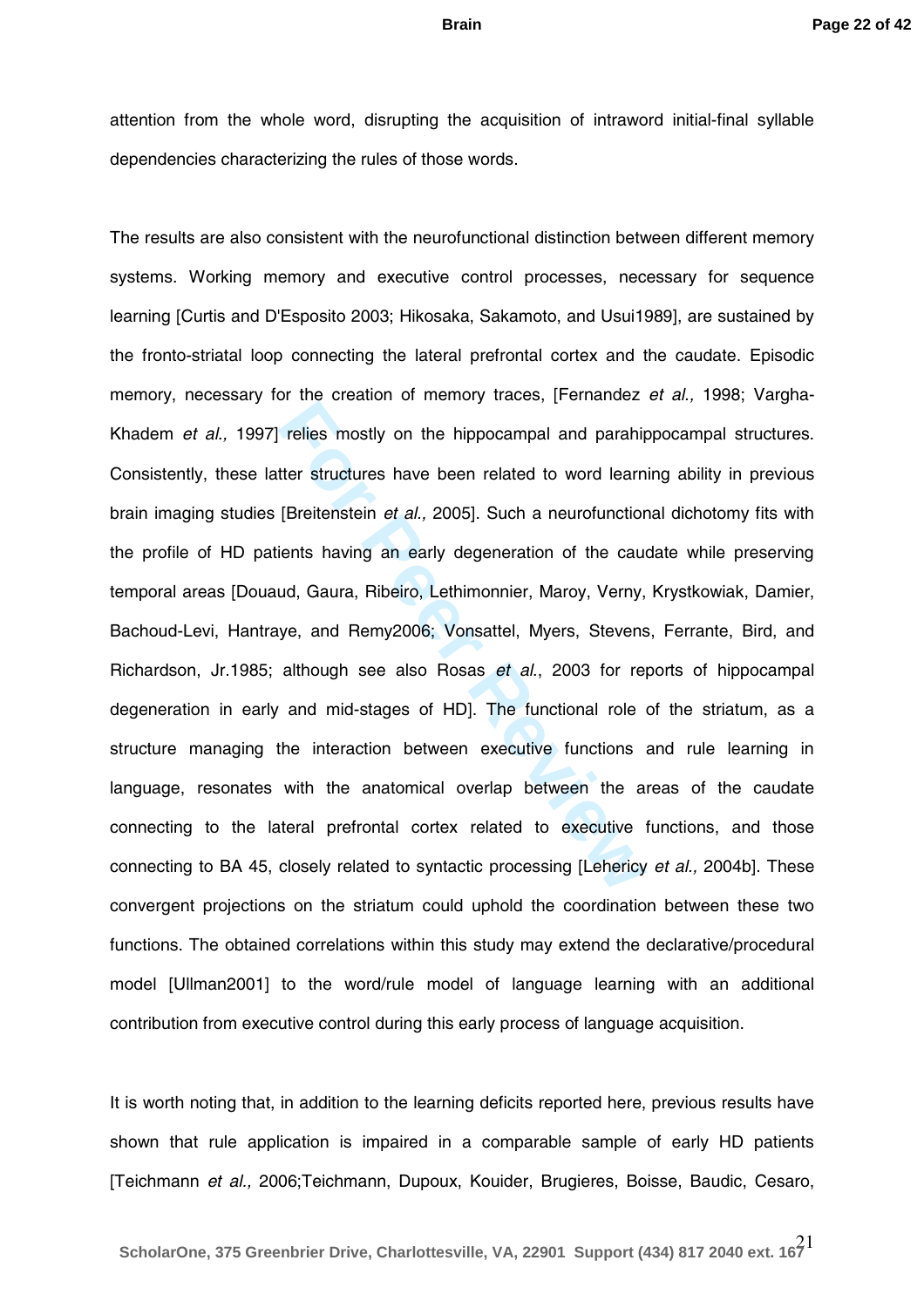attention from the whole word, disrupting the acquisition of intraword initial-final syllable dependencies characterizing the rules of those words.

The results are also consistent with the neurofunctional distinction between different memory systems. Working memory and executive control processes, necessary for sequence learning [Curtis and D'Esposito 2003; Hikosaka, Sakamoto, and Usui1989], are sustained by the fronto-striatal loop connecting the lateral prefrontal cortex and the caudate. Episodic memory, necessary for the creation of memory traces, [Fernandez *et al.,* 1998; Vargha-Khadem *et al.,* 1997] relies mostly on the hippocampal and parahippocampal structures. Consistently, these latter structures have been related to word learning ability in previous brain imaging studies [Breitenstein *et al.,* 2005]. Such a neurofunctional dichotomy fits with the profile of HD patients having an early degeneration of the caudate while preserving temporal areas [Douaud, Gaura, Ribeiro, Lethimonnier, Maroy, Verny, Krystkowiak, Damier, Bachoud-Levi, Hantraye, and Remy2006; Vonsattel, Myers, Stevens, Ferrante, Bird, and Richardson, Jr.1985; although see also Rosas *et al*., 2003 for reports of hippocampal degeneration in early and mid-stages of HD]. The functional role of the striatum, as a structure managing the interaction between executive functions and rule learning in language, resonates with the anatomical overlap between the areas of the caudate connecting to the lateral prefrontal cortex related to executive functions, and those connecting to BA 45, closely related to syntactic processing [Lehericy *et al.,* 2004b]. These convergent projections on the striatum could uphold the coordination between these two functions. The obtained correlations within this study may extend the declarative/procedural model [Ullman2001] to the word/rule model of language learning with an additional contribution from executive control during this early process of language acquisition.

It is worth noting that, in addition to the learning deficits reported here, previous results have shown that rule application is impaired in a comparable sample of early HD patients [Teichmann *et al.,* 2006;Teichmann, Dupoux, Kouider, Brugieres, Boisse, Baudic, Cesaro,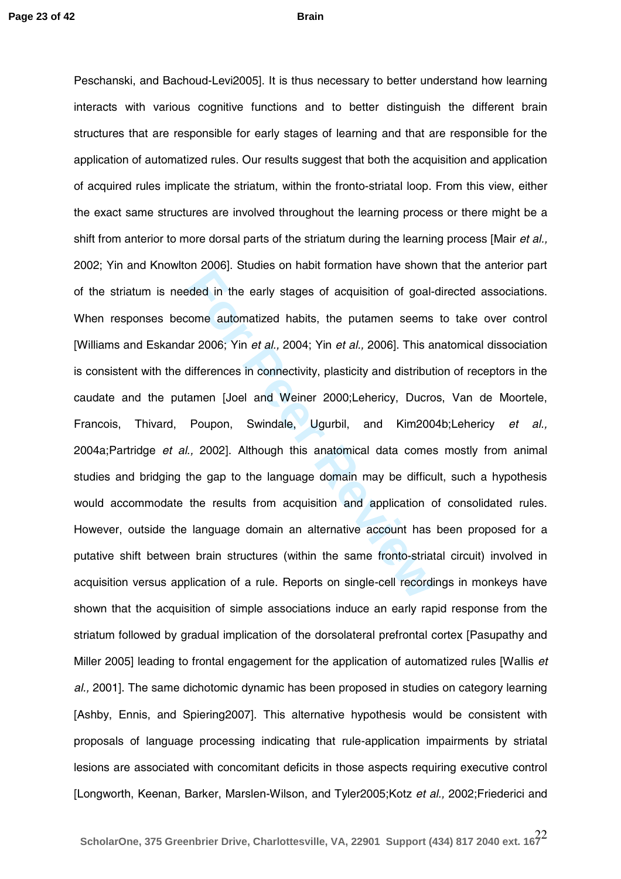Peschanski, and Bachoud-Levi2005]. It is thus necessary to better understand how learning interacts with various cognitive functions and to better distinguish the different brain structures that are responsible for early stages of learning and that are responsible for the application of automatized rules. Our results suggest that both the acquisition and application of acquired rules implicate the striatum, within the fronto-striatal loop. From this view, either the exact same structures are involved throughout the learning process or there might be a shift from anterior to more dorsal parts of the striatum during the learning process [Mair *et al.,* 2002; Yin and Knowlton 2006]. Studies on habit formation have shown that the anterior part of the striatum is needed in the early stages of acquisition of goal-directed associations. When responses become automatized habits, the putamen seems to take over control [Williams and Eskandar 2006; Yin *et al.,* 2004; Yin *et al.,* 2006]. This anatomical dissociation is consistent with the differences in connectivity, plasticity and distribution of receptors in the caudate and the putamen [Joel and Weiner 2000;Lehericy, Ducros, Van de Moortele, Francois, Thivard, Poupon, Swindale, Ugurbil, and Kim2004b;Lehericy *et al.,* 2004a;Partridge *et al.,* 2002]. Although this anatomical data comes mostly from animal studies and bridging the gap to the language domain may be difficult, such a hypothesis would accommodate the results from acquisition and application of consolidated rules. However, outside the language domain an alternative account has been proposed for a putative shift between brain structures (within the same fronto-striatal circuit) involved in acquisition versus application of a rule. Reports on single-cell recordings in monkeys have shown that the acquisition of simple associations induce an early rapid response from the striatum followed by gradual implication of the dorsolateral prefrontal cortex [Pasupathy and Miller 2005] leading to frontal engagement for the application of automatized rules [Wallis *et al.,* 2001]. The same dichotomic dynamic has been proposed in studies on category learning [Ashby, Ennis, and Spiering2007]. This alternative hypothesis would be consistent with proposals of language processing indicating that rule-application impairments by striatal lesions are associated with concomitant deficits in those aspects requiring executive control [Longworth, Keenan, Barker, Marslen-Wilson, and Tyler2005;Kotz *et al.,* 2002;Friederici and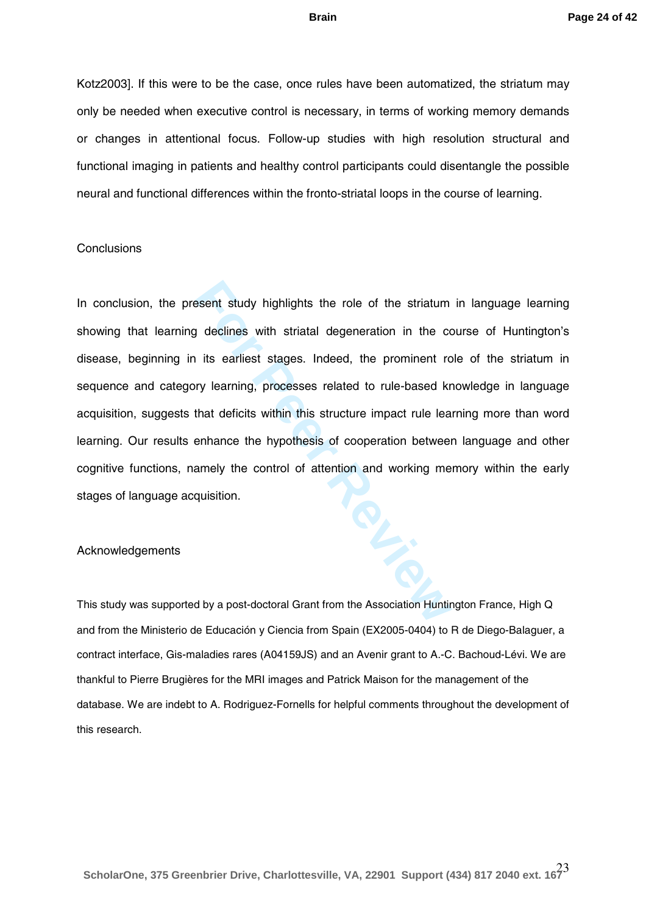Kotz2003]. If this were to be the case, once rules have been automatized, the striatum may only be needed when executive control is necessary, in terms of working memory demands or changes in attentional focus. Follow-up studies with high resolution structural and functional imaging in patients and healthy control participants could disentangle the possible neural and functional differences within the fronto-striatal loops in the course of learning.

## Conclusions

In conclusion, the present study highlights the role of the striatum in language learning showing that learning declines with striatal degeneration in the course of Huntington's disease, beginning in its earliest stages. Indeed, the prominent role of the striatum in sequence and category learning, processes related to rule-based knowledge in language acquisition, suggests that deficits within this structure impact rule learning more than word learning. Our results enhance the hypothesis of cooperation between language and other cognitive functions, namely the control of attention and working memory within the early stages of language acquisition.

## Acknowledgements

This study was supported by a post-doctoral Grant from the Association Huntington France, High Q and from the Ministerio de Educación y Ciencia from Spain (EX2005-0404) to R de Diego-Balaguer, a contract interface, Gis-maladies rares (A04159JS) and an Avenir grant to A.-C. Bachoud-Lévi. We are thankful to Pierre Brugières for the MRI images and Patrick Maison for the management of the database. We are indebt to A. Rodriguez-Fornells for helpful comments throughout the development of this research.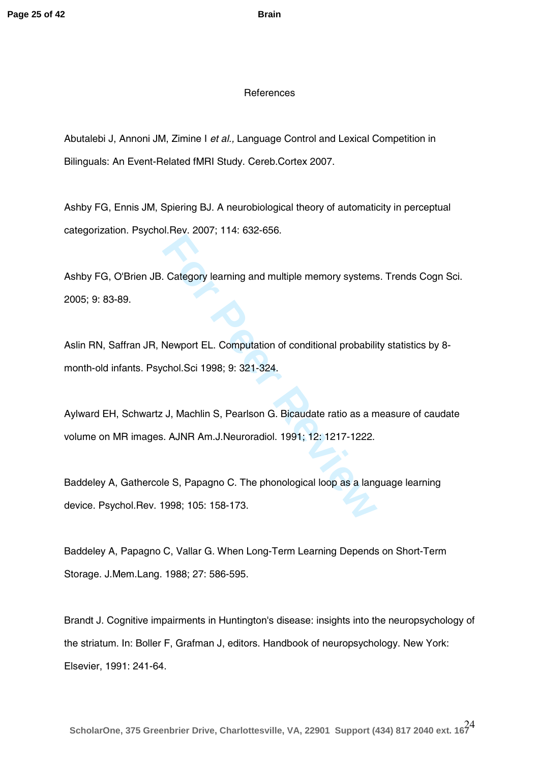# References

Abutalebi J, Annoni JM, Zimine I *et al.,* Language Control and Lexical Competition in Bilinguals: An Event-Related fMRI Study. Cereb.Cortex 2007.

Ashby FG, Ennis JM, Spiering BJ. A neurobiological theory of automaticity in perceptual categorization. Psychol.Rev. 2007; 114: 632-656.

Ashby FG, O'Brien JB. Category learning and multiple memory systems. Trends Cogn Sci. 2005; 9: 83-89.

Aslin RN, Saffran JR, Newport EL. Computation of conditional probability statistics by 8-month-old infants. Psychol.Sci 1998; 9: 321-324.

Aylward EH, Schwartz J, Machlin S, Pearlson G. Bicaudate ratio as a measure of caudate volume on MR images. AJNR Am.J.Neuroradiol. 1991; 12: 1217-1222.

Baddeley A, Gathercole S, Papagno C. The phonological loop as a language learning device. Psychol.Rev. 1998; 105: 158-173.

Baddeley A, Papagno C, Vallar G. When Long-Term Learning Depends on Short-Term Storage. J.Mem.Lang. 1988; 27: 586-595.

Brandt J. Cognitive impairments in Huntington's disease: insights into the neuropsychology of the striatum. In: Boller F, Grafman J, editors. Handbook of neuropsychology. New York: Elsevier, 1991: 241-64.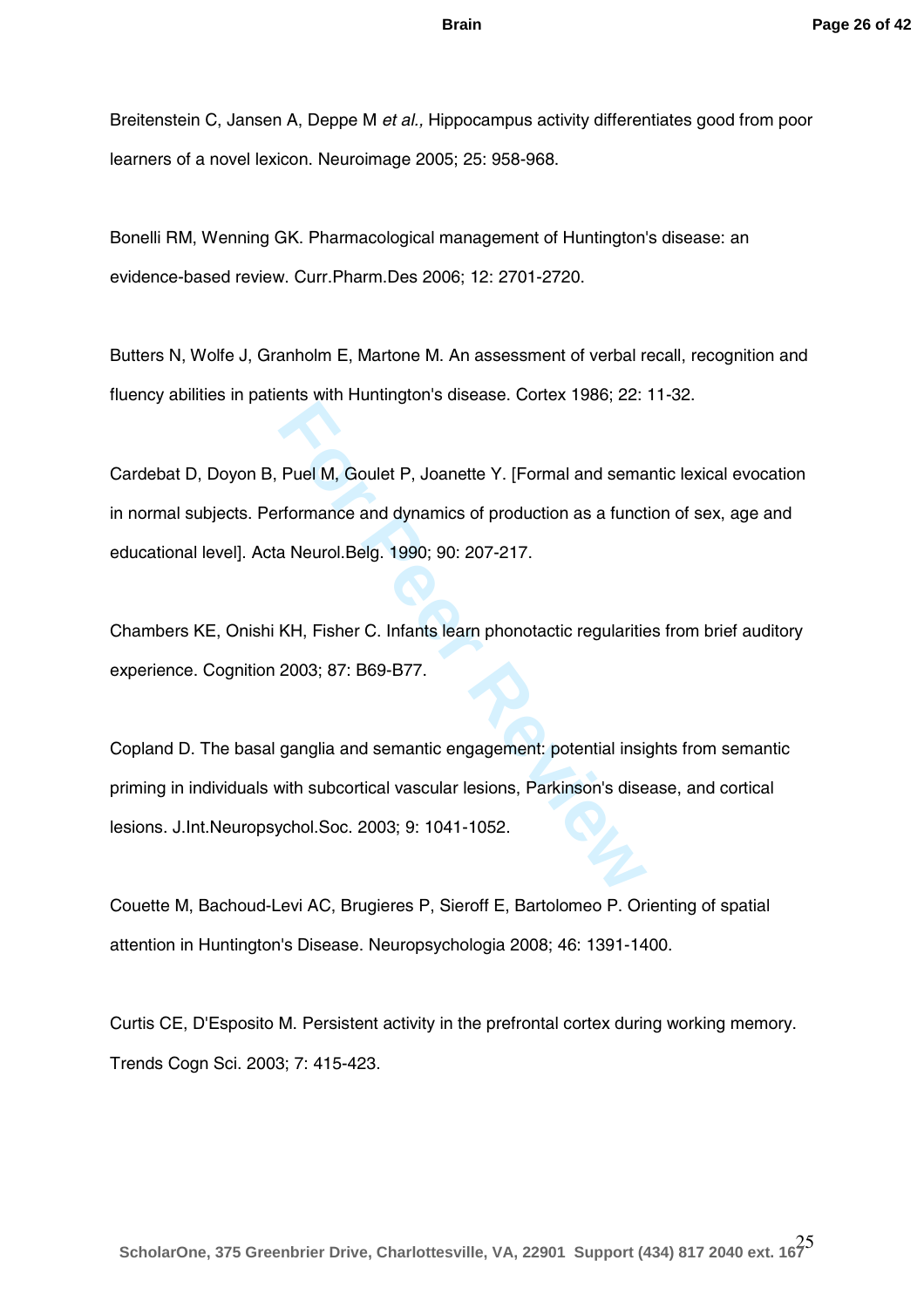Breitenstein C, Jansen A, Deppe M *et al.,* Hippocampus activity differentiates good from poor learners of a novel lexicon. Neuroimage 2005; 25: 958-968.

Bonelli RM, Wenning GK. Pharmacological management of Huntington's disease: an evidence-based review. Curr.Pharm.Des 2006; 12: 2701-2720.

Butters N, Wolfe J, Granholm E, Martone M. An assessment of verbal recall, recognition and fluency abilities in patients with Huntington's disease. Cortex 1986; 22: 11-32.

Cardebat D, Doyon B, Puel M, Goulet P, Joanette Y. [Formal and semantic lexical evocation in normal subjects. Performance and dynamics of production as a function of sex, age and educational level]. Acta Neurol.Belg. 1990; 90: 207-217.

Chambers KE, Onishi KH, Fisher C. Infants learn phonotactic regularities from brief auditory experience. Cognition 2003; 87: B69-B77.

Copland D. The basal ganglia and semantic engagement: potential insights from semantic priming in individuals with subcortical vascular lesions, Parkinson's disease, and cortical lesions. J.Int.Neuropsychol.Soc. 2003; 9: 1041-1052.

Couette M, Bachoud-Levi AC, Brugieres P, Sieroff E, Bartolomeo P. Orienting of spatial attention in Huntington's Disease. Neuropsychologia 2008; 46: 1391-1400.

Curtis CE, D'Esposito M. Persistent activity in the prefrontal cortex during working memory. Trends Cogn Sci. 2003; 7: 415-423.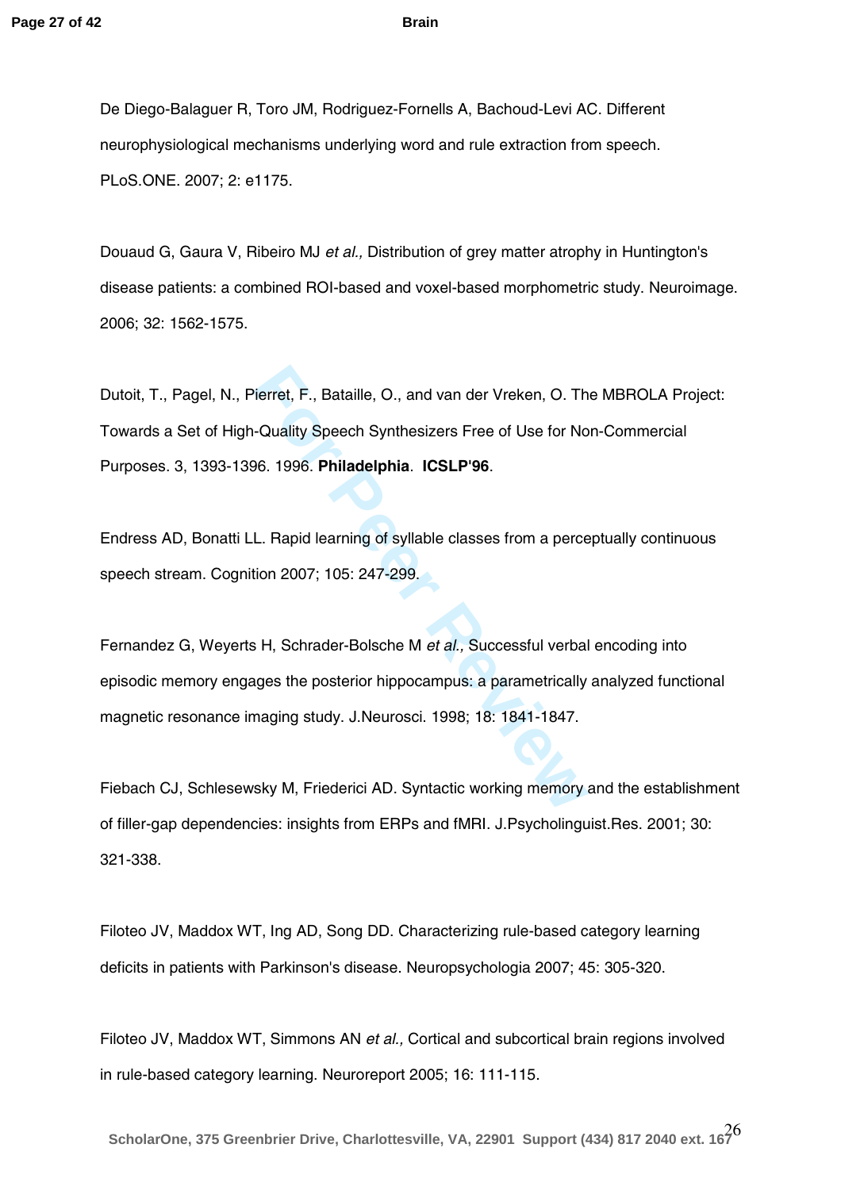De Diego-Balaguer R, Toro JM, Rodriguez-Fornells A, Bachoud-Levi AC. Different neurophysiological mechanisms underlying word and rule extraction from speech. PLoS.ONE. 2007; 2: e1175.

Douaud G, Gaura V, Ribeiro MJ *et al.,* Distribution of grey matter atrophy in Huntington's disease patients: a combined ROI-based and voxel-based morphometric study. Neuroimage. 2006; 32: 1562-1575.

Dutoit, T., Pagel, N., Pierret, F., Bataille, O., and van der Vreken, O. The MBROLA Project: Towards a Set of High-Quality Speech Synthesizers Free of Use for Non-Commercial Purposes. 3, 1393-1396. 1996. **Philadelphia**. **ICSLP'96**.

Endress AD, Bonatti LL. Rapid learning of syllable classes from a perceptually continuous speech stream. Cognition 2007; 105: 247-299.

Fernandez G, Weyerts H, Schrader-Bolsche M *et al.,* Successful verbal encoding into episodic memory engages the posterior hippocampus: a parametrically analyzed functional magnetic resonance imaging study. J.Neurosci. 1998; 18: 1841-1847.

Fiebach CJ, Schlesewsky M, Friederici AD. Syntactic working memory and the establishment of filler-gap dependencies: insights from ERPs and fMRI. J.Psycholinguist.Res. 2001; 30: 321-338.

Filoteo JV, Maddox WT, Ing AD, Song DD. Characterizing rule-based category learning deficits in patients with Parkinson's disease. Neuropsychologia 2007; 45: 305-320.

Filoteo JV, Maddox WT, Simmons AN *et al.,* Cortical and subcortical brain regions involved in rule-based category learning. Neuroreport 2005; 16: 111-115.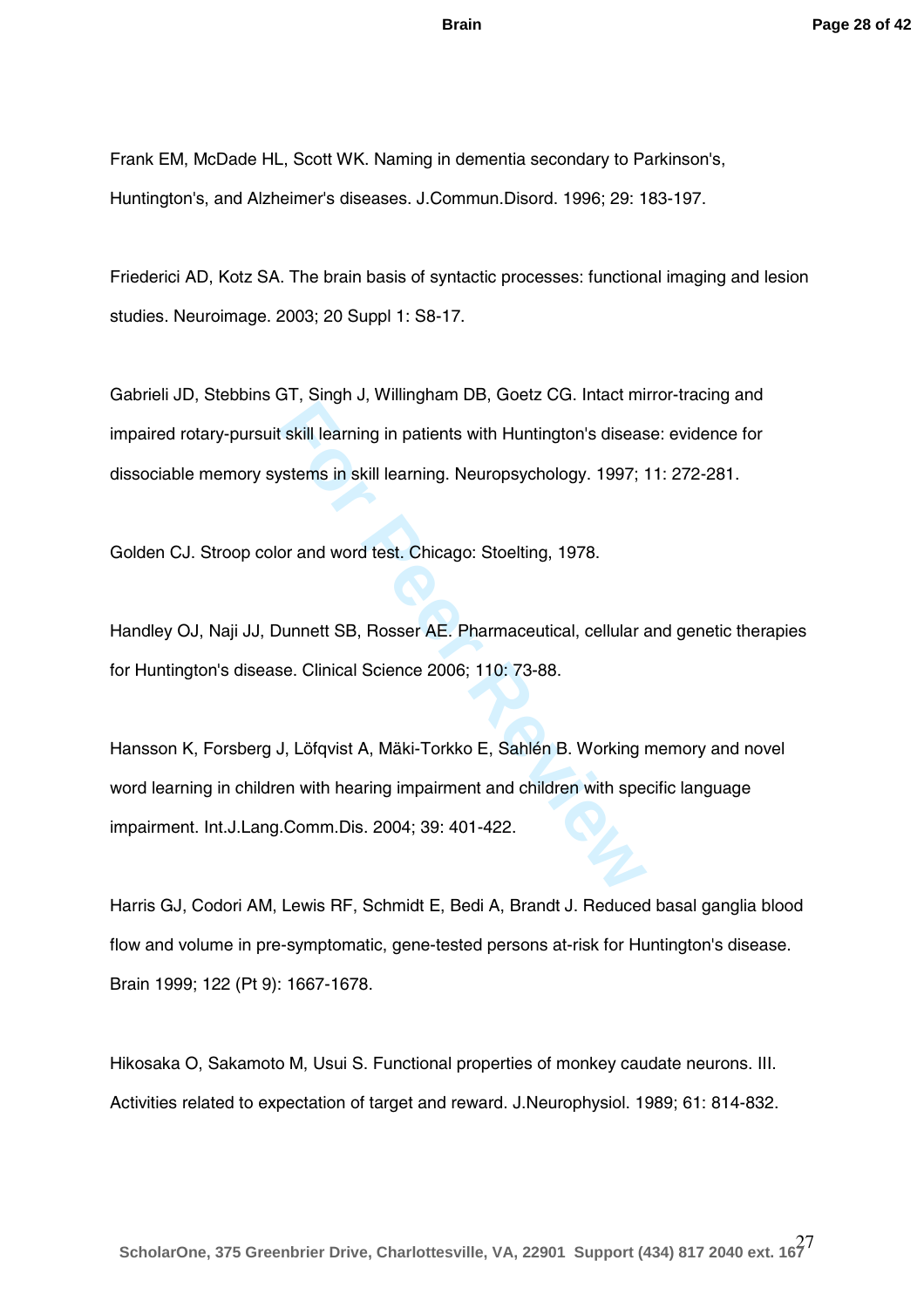Frank EM, McDade HL, Scott WK. Naming in dementia secondary to Parkinson's, Huntington's, and Alzheimer's diseases. J.Commun.Disord. 1996; 29: 183-197.

Friederici AD, Kotz SA. The brain basis of syntactic processes: functional imaging and lesion studies. Neuroimage. 2003; 20 Suppl 1: S8-17.

Gabrieli JD, Stebbins GT, Singh J, Willingham DB, Goetz CG. Intact mirror-tracing and impaired rotary-pursuit skill learning in patients with Huntington's disease: evidence for dissociable memory systems in skill learning. Neuropsychology. 1997; 11: 272-281.

Golden CJ. Stroop color and word test. Chicago: Stoelting, 1978.

Handley OJ, Naji JJ, Dunnett SB, Rosser AE. Pharmaceutical, cellular and genetic therapies for Huntington's disease. Clinical Science 2006; 110: 73-88.

Hansson K, Forsberg J, Löfqvist A, Mäki-Torkko E, Sahlén B. Working memory and novel word learning in children with hearing impairment and children with specific language impairment. Int.J.Lang.Comm.Dis. 2004; 39: 401-422.

Harris GJ, Codori AM, Lewis RF, Schmidt E, Bedi A, Brandt J. Reduced basal ganglia blood flow and volume in pre-symptomatic, gene-tested persons at-risk for Huntington's disease. Brain 1999; 122 (Pt 9): 1667-1678.

Hikosaka O, Sakamoto M, Usui S. Functional properties of monkey caudate neurons. III. Activities related to expectation of target and reward. J.Neurophysiol. 1989; 61: 814-832.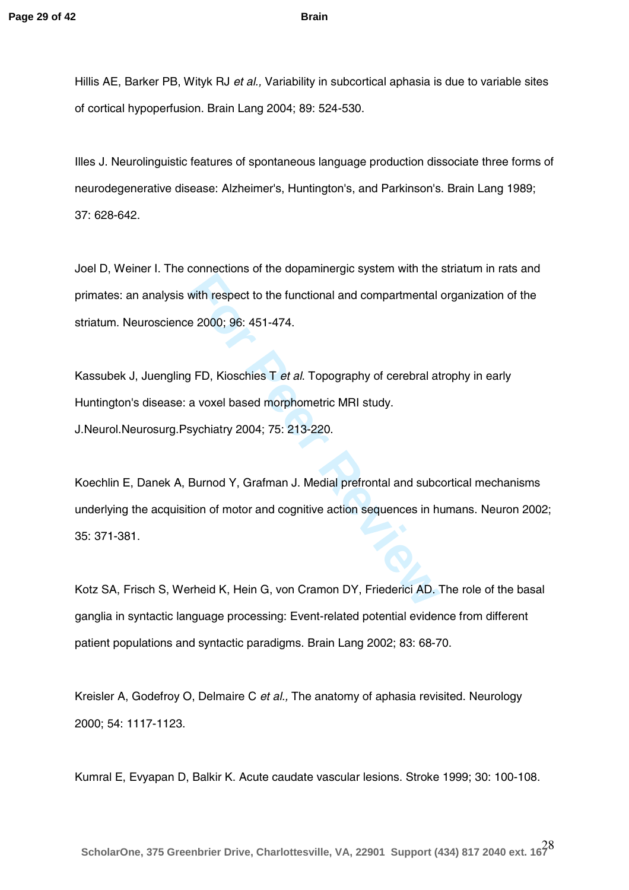Hillis AE, Barker PB, Wityk RJ *et al.,* Variability in subcortical aphasia is due to variable sites of cortical hypoperfusion. Brain Lang 2004; 89: 524-530.

Illes J. Neurolinguistic features of spontaneous language production dissociate three forms of neurodegenerative disease: Alzheimer's, Huntington's, and Parkinson's. Brain Lang 1989; 37: 628-642.

Joel D, Weiner I. The connections of the dopaminergic system with the striatum in rats and primates: an analysis with respect to the functional and compartmental organization of the striatum. Neuroscience 2000; 96: 451-474.

Kassubek J, Juengling FD, Kioschies T *et al*. Topography of cerebral atrophy in early Huntington's disease: a voxel based morphometric MRI study. J.Neurol.Neurosurg.Psychiatry 2004; 75: 213-220.

Koechlin E, Danek A, Burnod Y, Grafman J. Medial prefrontal and subcortical mechanisms underlying the acquisition of motor and cognitive action sequences in humans. Neuron 2002; 35: 371-381.

Kotz SA, Frisch S, Werheid K, Hein G, von Cramon DY, Friederici AD. The role of the basal ganglia in syntactic language processing: Event-related potential evidence from different patient populations and syntactic paradigms. Brain Lang 2002; 83: 68-70.

Kreisler A, Godefroy O, Delmaire C *et al.,* The anatomy of aphasia revisited. Neurology 2000; 54: 1117-1123.

Kumral E, Evyapan D, Balkir K. Acute caudate vascular lesions. Stroke 1999; 30: 100-108.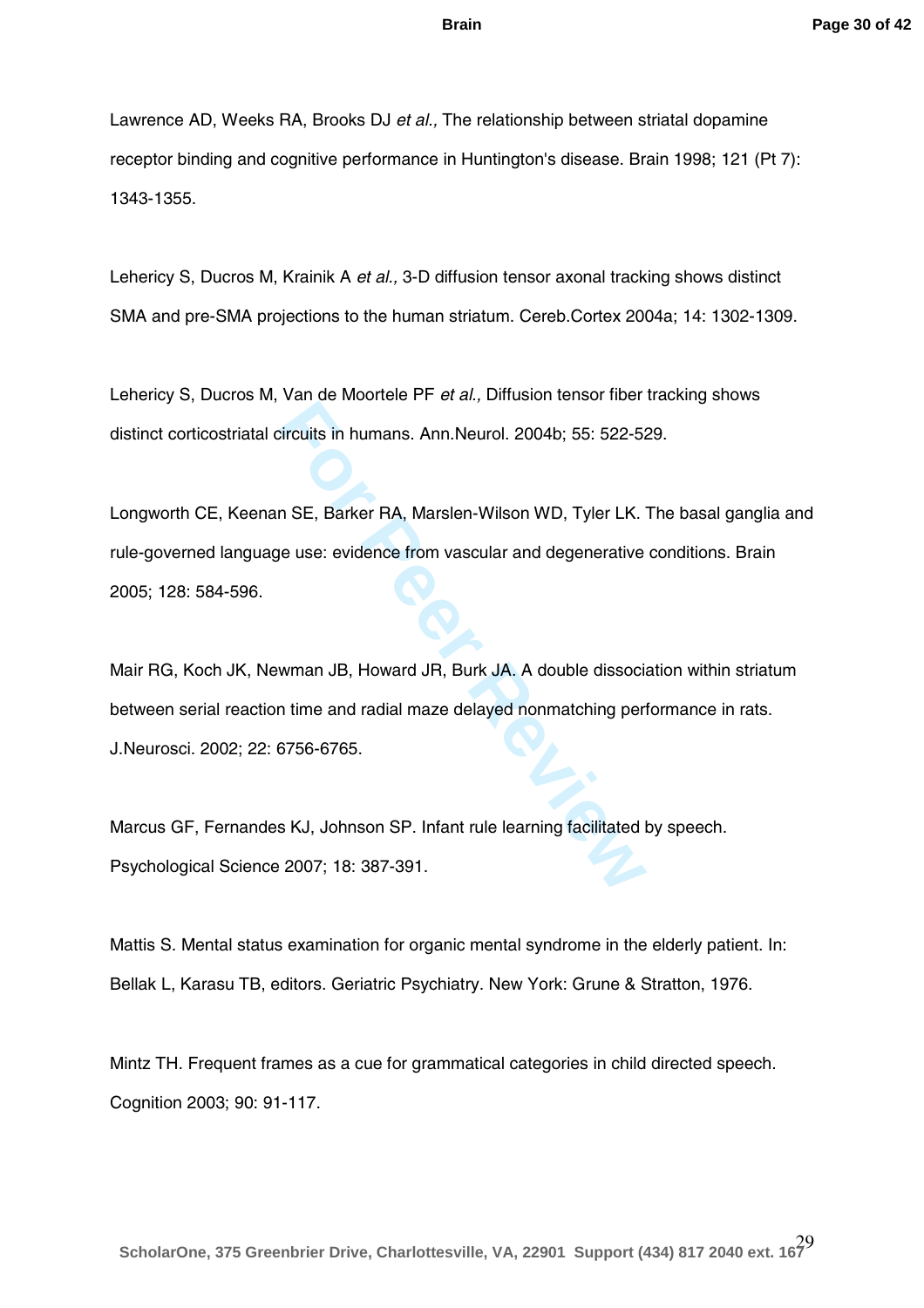Lawrence AD, Weeks RA, Brooks DJ *et al.,* The relationship between striatal dopamine receptor binding and cognitive performance in Huntington's disease. Brain 1998; 121 (Pt 7): 1343-1355.

Lehericy S, Ducros M, Krainik A *et al.,* 3-D diffusion tensor axonal tracking shows distinct SMA and pre-SMA projections to the human striatum. Cereb.Cortex 2004a; 14: 1302-1309.

Lehericy S, Ducros M, Van de Moortele PF *et al.,* Diffusion tensor fiber tracking shows distinct corticostriatal circuits in humans. Ann.Neurol. 2004b; 55: 522-529.

Longworth CE, Keenan SE, Barker RA, Marslen-Wilson WD, Tyler LK. The basal ganglia and rule-governed language use: evidence from vascular and degenerative conditions. Brain 2005; 128: 584-596.

Mair RG, Koch JK, Newman JB, Howard JR, Burk JA. A double dissociation within striatum between serial reaction time and radial maze delayed nonmatching performance in rats. J.Neurosci. 2002; 22: 6756-6765.

Marcus GF, Fernandes KJ, Johnson SP. Infant rule learning facilitated by speech. Psychological Science 2007; 18: 387-391.

Mattis S. Mental status examination for organic mental syndrome in the elderly patient. In: Bellak L, Karasu TB, editors. Geriatric Psychiatry. New York: Grune & Stratton, 1976.

Mintz TH. Frequent frames as a cue for grammatical categories in child directed speech. Cognition 2003; 90: 91-117.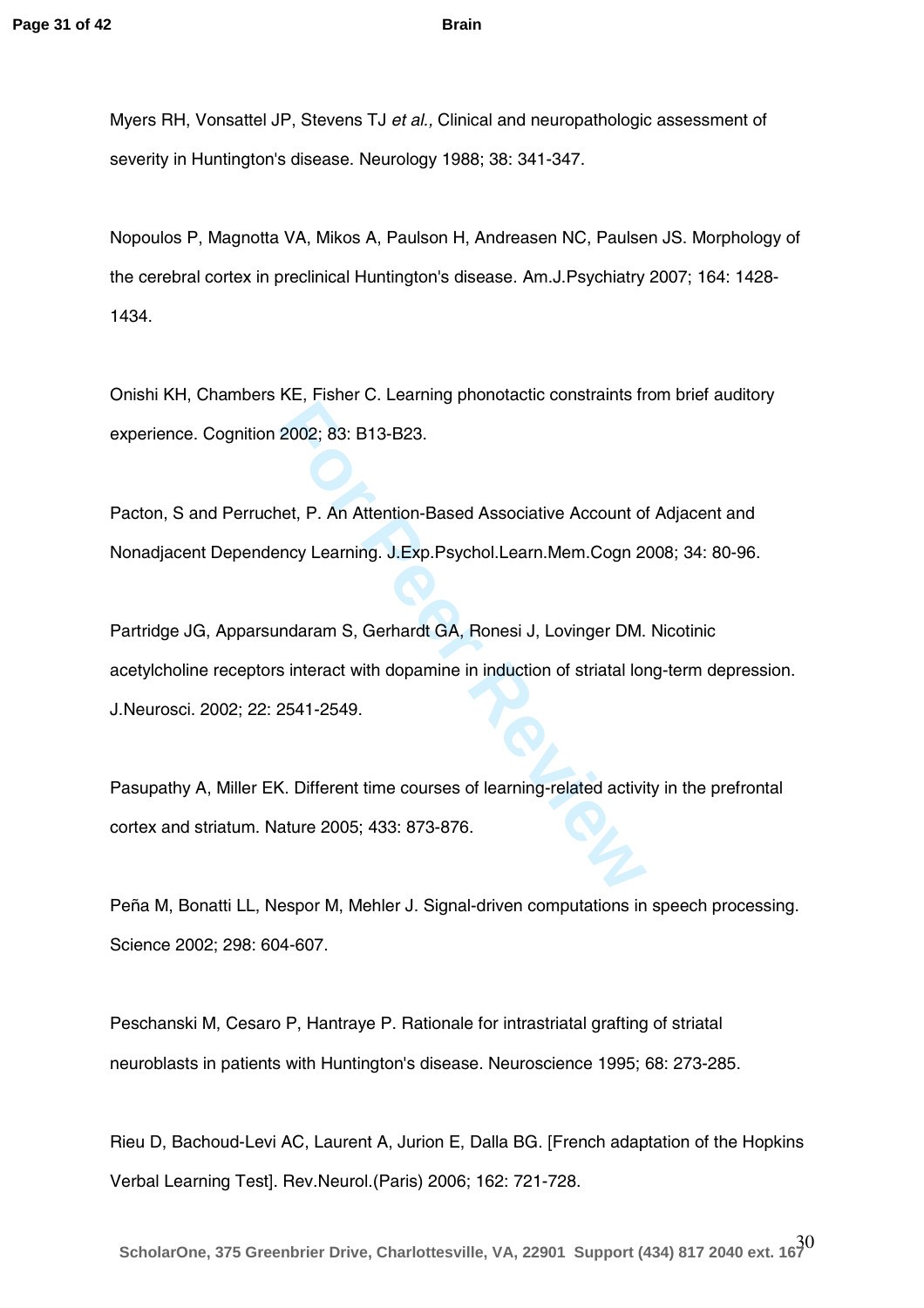Myers RH, Vonsattel JP, Stevens TJ *et al.,* Clinical and neuropathologic assessment of severity in Huntington's disease. Neurology 1988; 38: 341-347.

Nopoulos P, Magnotta VA, Mikos A, Paulson H, Andreasen NC, Paulsen JS. Morphology of the cerebral cortex in preclinical Huntington's disease. Am.J.Psychiatry 2007; 164: 1428-1434.

Onishi KH, Chambers KE, Fisher C. Learning phonotactic constraints from brief auditory experience. Cognition 2002; 83: B13-B23.

Pacton, S and Perruchet, P. An Attention-Based Associative Account of Adjacent and Nonadjacent Dependency Learning. J.Exp.Psychol.Learn.Mem.Cogn 2008; 34: 80-96.

Partridge JG, Apparsundaram S, Gerhardt GA, Ronesi J, Lovinger DM. Nicotinic acetylcholine receptors interact with dopamine in induction of striatal long-term depression. J.Neurosci. 2002; 22: 2541-2549.

Pasupathy A, Miller EK. Different time courses of learning-related activity in the prefrontal cortex and striatum. Nature 2005; 433: 873-876.

Peña M, Bonatti LL, Nespor M, Mehler J. Signal-driven computations in speech processing. Science 2002; 298: 604-607.

Peschanski M, Cesaro P, Hantraye P. Rationale for intrastriatal grafting of striatal neuroblasts in patients with Huntington's disease. Neuroscience 1995; 68: 273-285.

Rieu D, Bachoud-Levi AC, Laurent A, Jurion E, Dalla BG. [French adaptation of the Hopkins Verbal Learning Test]. Rev.Neurol.(Paris) 2006; 162: 721-728.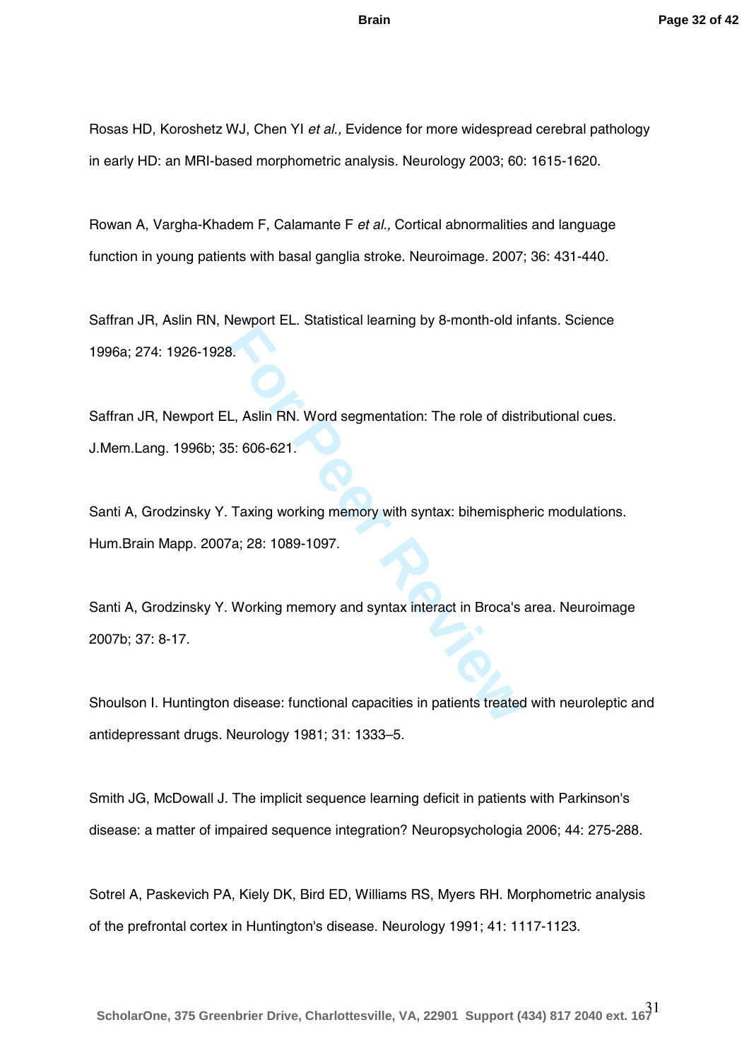Rosas HD, Koroshetz WJ, Chen YI *et al.,* Evidence for more widespread cerebral pathology in early HD: an MRI-based morphometric analysis. Neurology 2003; 60: 1615-1620.

Rowan A, Vargha-Khadem F, Calamante F *et al.,* Cortical abnormalities and language function in young patients with basal ganglia stroke. Neuroimage. 2007; 36: 431-440.

Saffran JR, Aslin RN, Newport EL. Statistical learning by 8-month-old infants. Science 1996a; 274: 1926-1928.

Saffran JR, Newport EL, Aslin RN. Word segmentation: The role of distributional cues. J.Mem.Lang. 1996b; 35: 606-621.

Santi A, Grodzinsky Y. Taxing working memory with syntax: bihemispheric modulations. Hum.Brain Mapp. 2007a; 28: 1089-1097.

Santi A, Grodzinsky Y. Working memory and syntax interact in Broca's area. Neuroimage 2007b; 37: 8-17.

Shoulson I. Huntington disease: functional capacities in patients treated with neuroleptic and antidepressant drugs. Neurology 1981; 31: 1333–5.

Smith JG, McDowall J. The implicit sequence learning deficit in patients with Parkinson's disease: a matter of impaired sequence integration? Neuropsychologia 2006; 44: 275-288.

Sotrel A, Paskevich PA, Kiely DK, Bird ED, Williams RS, Myers RH. Morphometric analysis of the prefrontal cortex in Huntington's disease. Neurology 1991; 41: 1117-1123.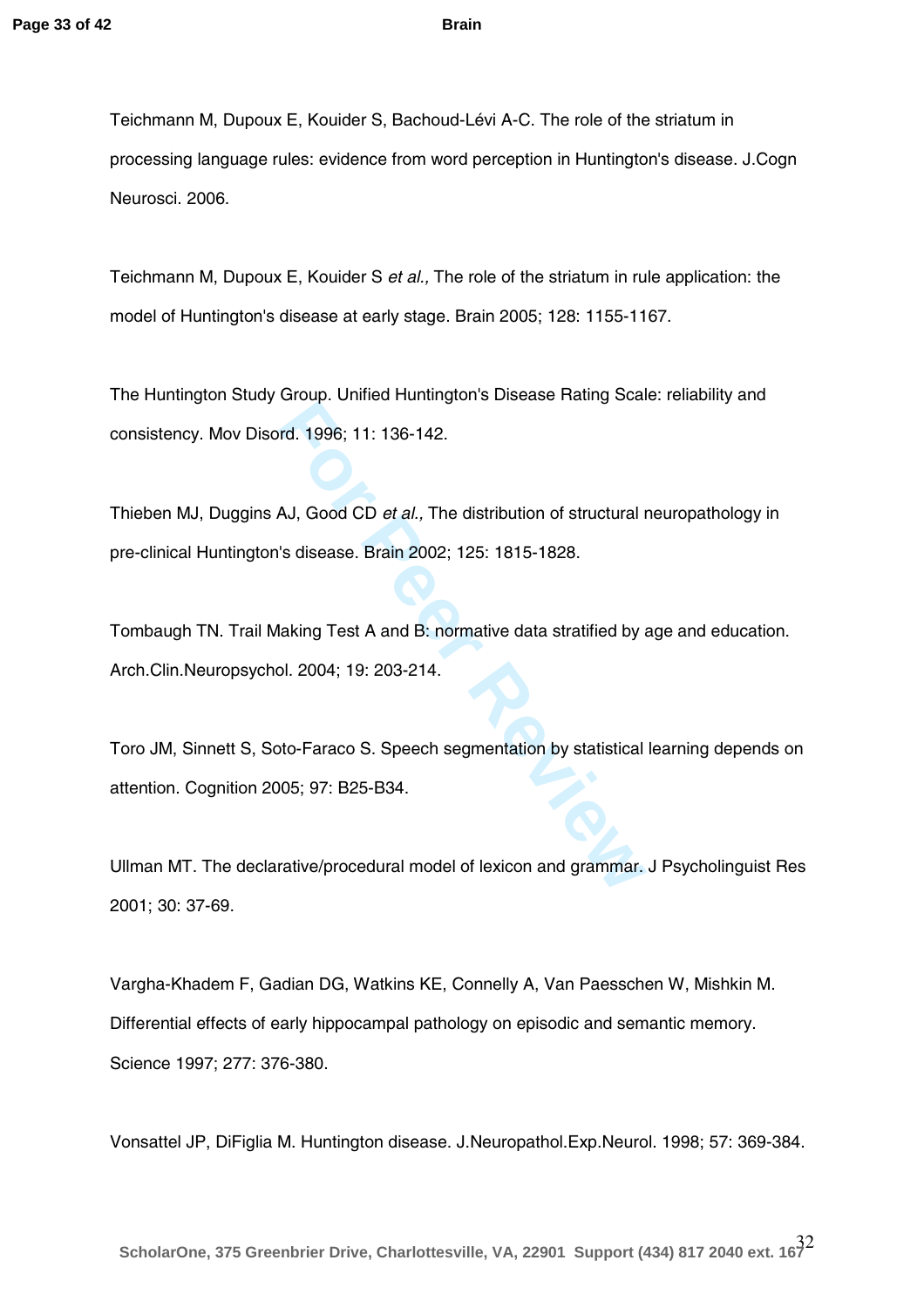Teichmann M, Dupoux E, Kouider S, Bachoud-Lévi A-C. The role of the striatum in processing language rules: evidence from word perception in Huntington's disease. J.Cogn Neurosci. 2006.

Teichmann M, Dupoux E, Kouider S *et al.,* The role of the striatum in rule application: the model of Huntington's disease at early stage. Brain 2005; 128: 1155-1167.

The Huntington Study Group. Unified Huntington's Disease Rating Scale: reliability and consistency. Mov Disord. 1996; 11: 136-142.

Thieben MJ, Duggins AJ, Good CD *et al.,* The distribution of structural neuropathology in pre-clinical Huntington's disease. Brain 2002; 125: 1815-1828.

Tombaugh TN. Trail Making Test A and B: normative data stratified by age and education. Arch.Clin.Neuropsychol. 2004; 19: 203-214.

Toro JM, Sinnett S, Soto-Faraco S. Speech segmentation by statistical learning depends on attention. Cognition 2005; 97: B25-B34.

Ullman MT. The declarative/procedural model of lexicon and grammar. J Psycholinguist Res 2001; 30: 37-69.

Vargha-Khadem F, Gadian DG, Watkins KE, Connelly A, Van Paesschen W, Mishkin M. Differential effects of early hippocampal pathology on episodic and semantic memory. Science 1997; 277: 376-380.

Vonsattel JP, DiFiglia M. Huntington disease. J.Neuropathol.Exp.Neurol. 1998; 57: 369-384.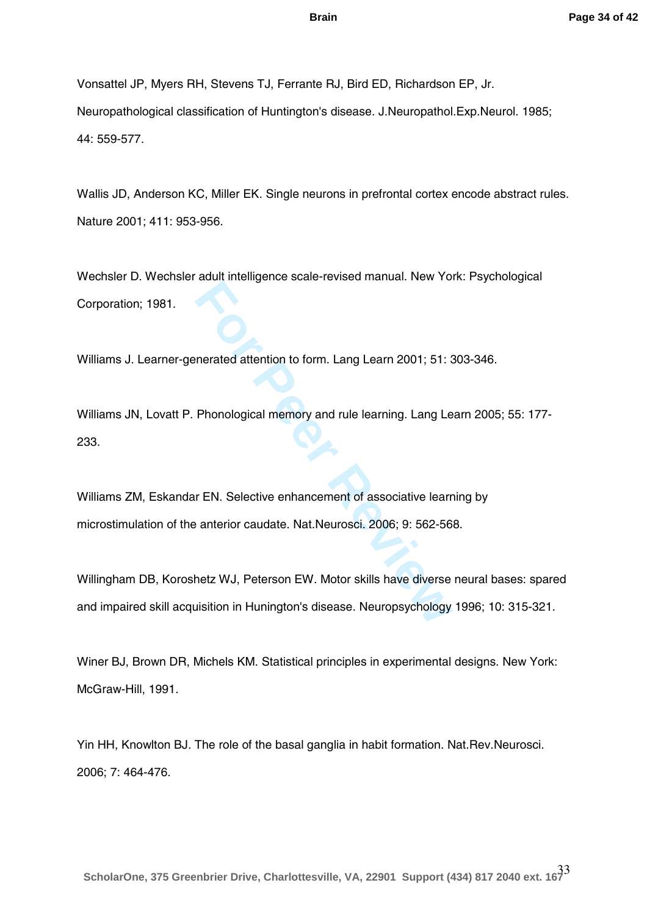Vonsattel JP, Myers RH, Stevens TJ, Ferrante RJ, Bird ED, Richardson EP, Jr. Neuropathological classification of Huntington's disease. J.Neuropathol.Exp.Neurol. 1985; 44: 559-577.

Wallis JD, Anderson KC, Miller EK. Single neurons in prefrontal cortex encode abstract rules. Nature 2001; 411: 953-956.

Wechsler D. Wechsler adult intelligence scale-revised manual. New York: Psychological Corporation; 1981.

Williams J. Learner-generated attention to form. Lang Learn 2001; 51: 303-346.

Williams JN, Lovatt P. Phonological memory and rule learning. Lang Learn 2005; 55: 177-233.

Williams ZM, Eskandar EN. Selective enhancement of associative learning by microstimulation of the anterior caudate. Nat.Neurosci. 2006; 9: 562-568.

Willingham DB, Koroshetz WJ, Peterson EW. Motor skills have diverse neural bases: spared and impaired skill acquisition in Hunington's disease. Neuropsychology 1996; 10: 315-321.

Winer BJ, Brown DR, Michels KM. Statistical principles in experimental designs. New York: McGraw-Hill, 1991.

Yin HH, Knowlton BJ. The role of the basal ganglia in habit formation. Nat.Rev.Neurosci. 2006; 7: 464-476.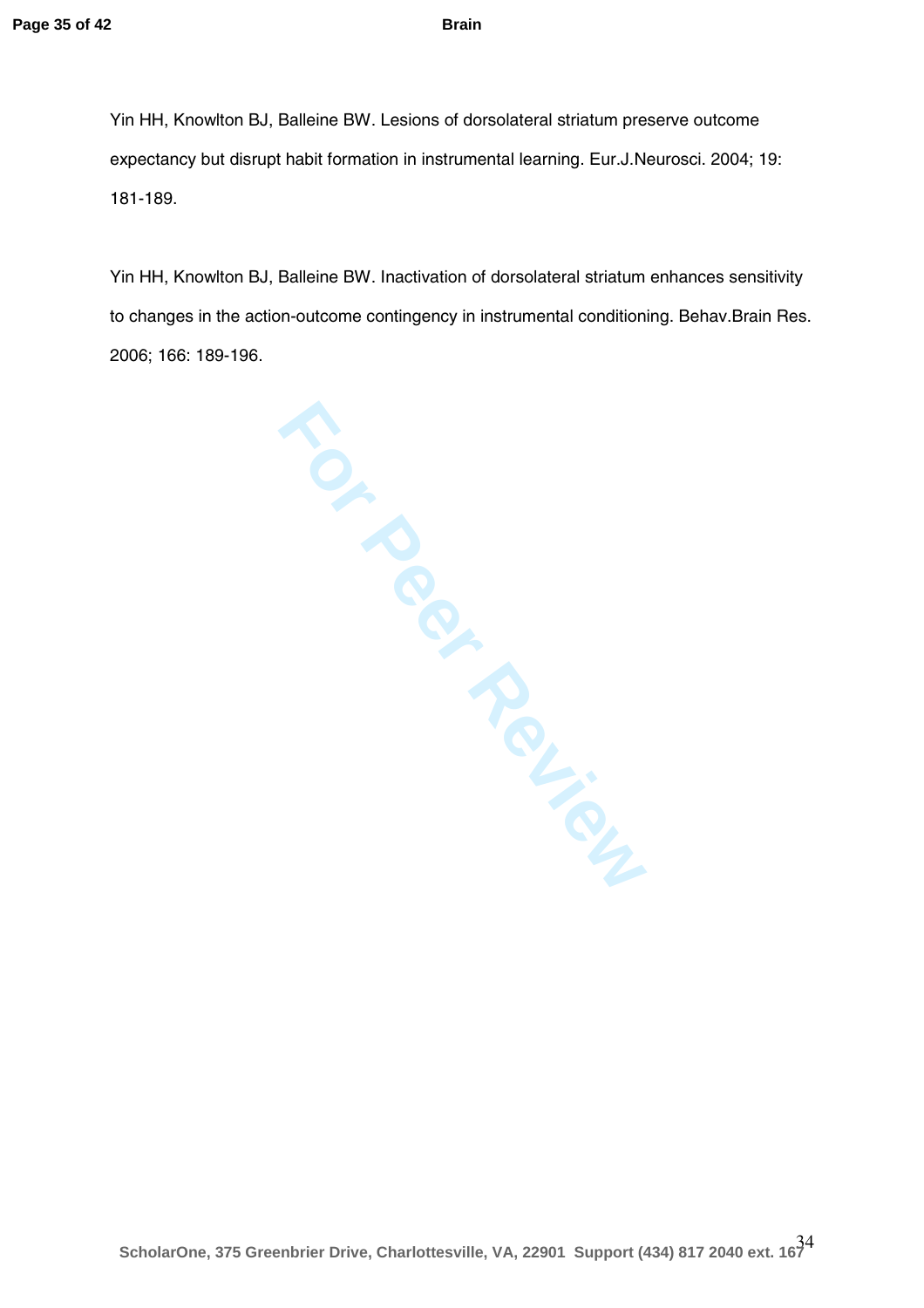Yin HH, Knowlton BJ, Balleine BW. Lesions of dorsolateral striatum preserve outcome expectancy but disrupt habit formation in instrumental learning. Eur.J.Neurosci. 2004; 19: 181-189.

Yin HH, Knowlton BJ, Balleine BW. Inactivation of dorsolateral striatum enhances sensitivity to changes in the action-outcome contingency in instrumental conditioning. Behav.Brain Res. 2006; 166: 189-196.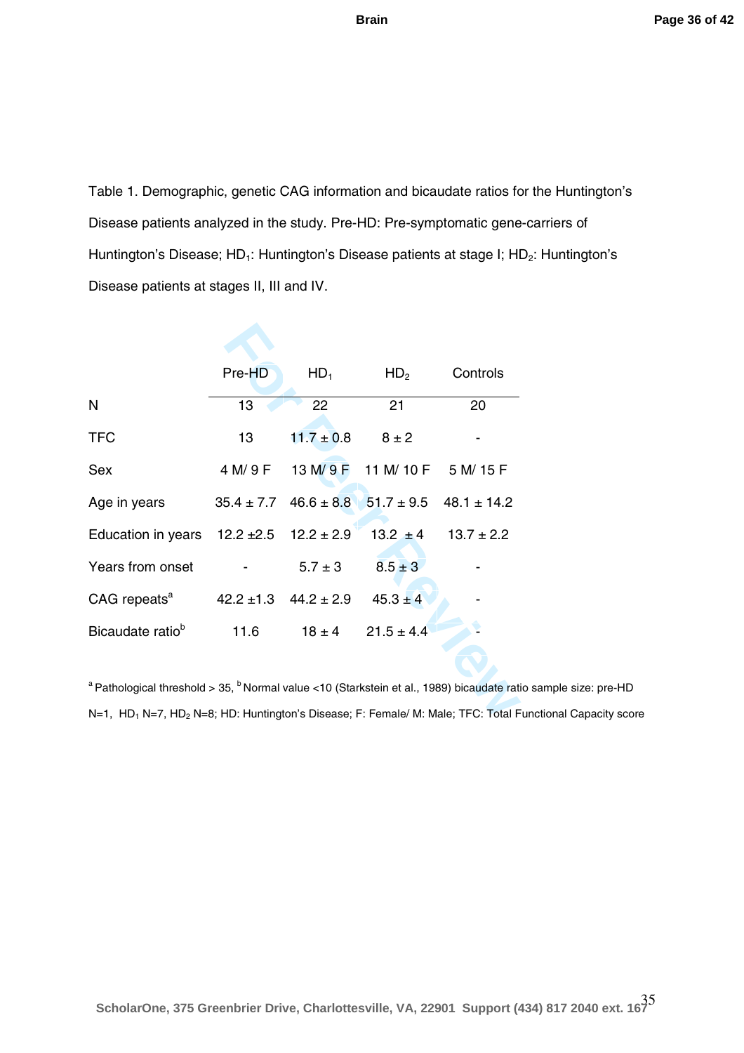Table 1. Demographic, genetic CAG information and bicaudate ratios for the Huntington's Disease patients analyzed in the study. Pre-HD: Pre-symptomatic gene-carriers of Huntington's Disease; $HD_1$: Huntington's Disease patients at stage I; $HD_2$: Huntington's Disease patients at stages II, III and IV.

| | Pre-HD | $HD_1$ | $HD_2$ | Controls |
|---|---|---|---|---|
| N | 13 | 22 | 21 | 20 |
| TFC | 13 | 11.7 ± 0.8 | 8 ± 2 | - |
| Sex | 4 M/ 9 F | 13 M/ 9 F | 11 M/ 10 F | 5 M/ 15 F |
| Age in years | 35.4 ± 7.7 | 46.6 ± 8.8 | 51.7 ± 9.5 | 48.1 ± 14.2 |
| Education in years | 12.2 ±2.5 | 12.2 ± 2.9 | 13.2 ± 4 | 13.7 ± 2.2 |
| Years from onset | - | 5.7 ± 3 | 8.5 ± 3 | - |
| CAG repeats[a] | 42.2 ±1.3 | 44.2 ± 2.9 | 45.3 ± 4 | - |
| Bicaudate ratio[b] | 11.6 | 18 ± 4 | 21.5 ± 4.4 | - |

[a] Pathological threshold > 35, [b] Normal value <10 (Starkstein et al., 1989) bicaudate ratio sample size: pre-HD N=1, $HD_1$ N=7, $HD_2$ N=8; HD: Huntington's Disease; F: Female/ M: Male; TFC: Total Functional Capacity score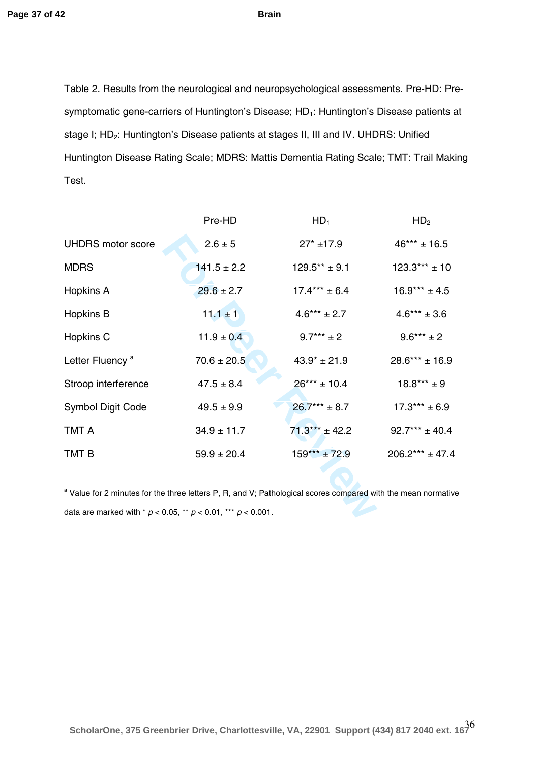Table 2. Results from the neurological and neuropsychological assessments. Pre-HD: Pre-symptomatic gene-carriers of Huntington's Disease; $HD_1$: Huntington's Disease patients at stage I; $HD_2$: Huntington's Disease patients at stages II, III and IV. UHDRS: Unified Huntington Disease Rating Scale; MDRS: Mattis Dementia Rating Scale; TMT: Trail Making Test.

| | Pre-HD | $HD_1$ | $HD_2$ |
|---|---|---|---|
| UHDRS motor score | 2.6 ± 5 | 27* ±17.9 | 46*** ± 16.5 |
| MDRS | 141.5 ± 2.2 | 129.5** ± 9.1 | 123.3*** ± 10 |
| Hopkins A | 29.6 ± 2.7 | 17.4*** ± 6.4 | 16.9*** ± 4.5 |
| Hopkins B | 11.1 ± 1 | 4.6*** ± 2.7 | 4.6*** ± 3.6 |
| Hopkins C | 11.9 ± 0.4 | 9.7*** ± 2 | 9.6*** ± 2 |
| Letter Fluency [a] | 70.6 ± 20.5 | 43.9* ± 21.9 | 28.6*** ± 16.9 |
| Stroop interference | 47.5 ± 8.4 | 26*** ± 10.4 | 18.8*** ± 9 |
| Symbol Digit Code | 49.5 ± 9.9 | 26.7*** ± 8.7 | 17.3*** ± 6.9 |
| TMT A | 34.9 ± 11.7 | 71.3*** ± 42.2 | 92.7*** ± 40.4 |
| TMT B | 59.9 ± 20.4 | 159*** ± 72.9 | 206.2*** ± 47.4 |

[a] Value for 2 minutes for the three letters P, R, and V; Pathological scores compared with the mean normative data are marked with * $p < 0.05$, ** $p < 0.01$, *** $p < 0.001$.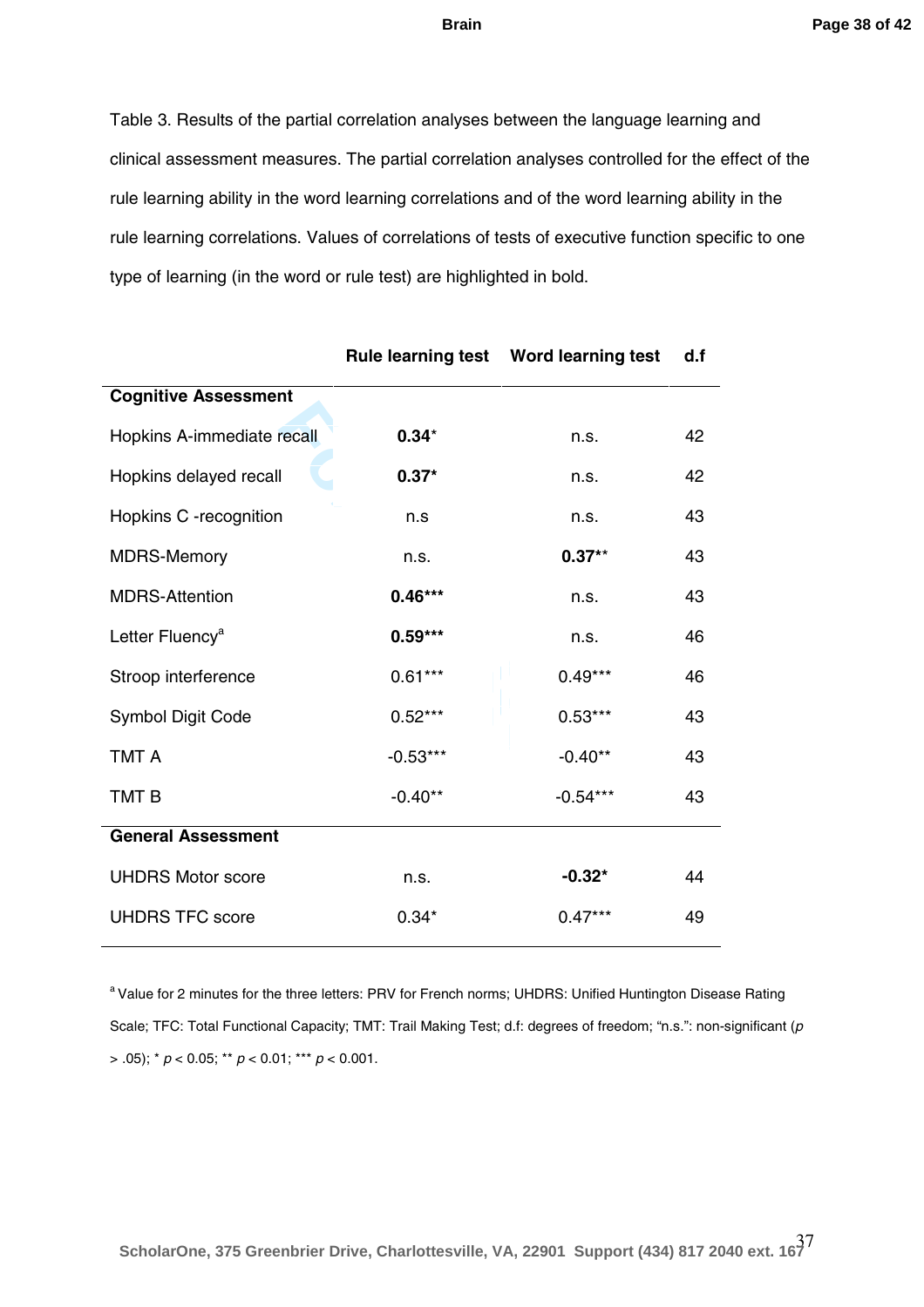Table 3. Results of the partial correlation analyses between the language learning and clinical assessment measures. The partial correlation analyses controlled for the effect of the rule learning ability in the word learning correlations and of the word learning ability in the rule learning correlations. Values of correlations of tests of executive function specific to one type of learning (in the word or rule test) are highlighted in bold.

| | **Rule learning test** | **Word learning test** | **d.f** |
|---|---|---|---|
| **Cognitive Assessment** | | | |
| Hopkins A-immediate recall | **0.34***\* | n.s. | 42 |
| Hopkins delayed recall | **0.37*** | n.s. | 42 |
| Hopkins C -recognition | n.s | n.s. | 43 |
| MDRS-Memory | n.s. | **0.37****\*\* | 43 |
| MDRS-Attention | **0.46***** | n.s. | 43 |
| Letter Fluency[a] | **0.59***** | n.s. | 46 |
| Stroop interference | 0.61*** | 0.49*** | 46 |
| Symbol Digit Code | 0.52*** | 0.53*** | 43 |
| TMT A | -0.53*** | -0.40** | 43 |
| TMT B | -0.40** | -0.54*** | 43 |
| **General Assessment** | | | |
| UHDRS Motor score | n.s. | **-0.32*** | 44 |
| UHDRS TFC score | 0.34* | 0.47*** | 49 |

[a] Value for 2 minutes for the three letters: PRV for French norms; UHDRS: Unified Huntington Disease Rating Scale; TFC: Total Functional Capacity; TMT: Trail Making Test; d.f: degrees of freedom; "n.s.": non-significant ($p$ > .05); * $p$ < 0.05; ** $p$ < 0.01; *** $p$ < 0.001.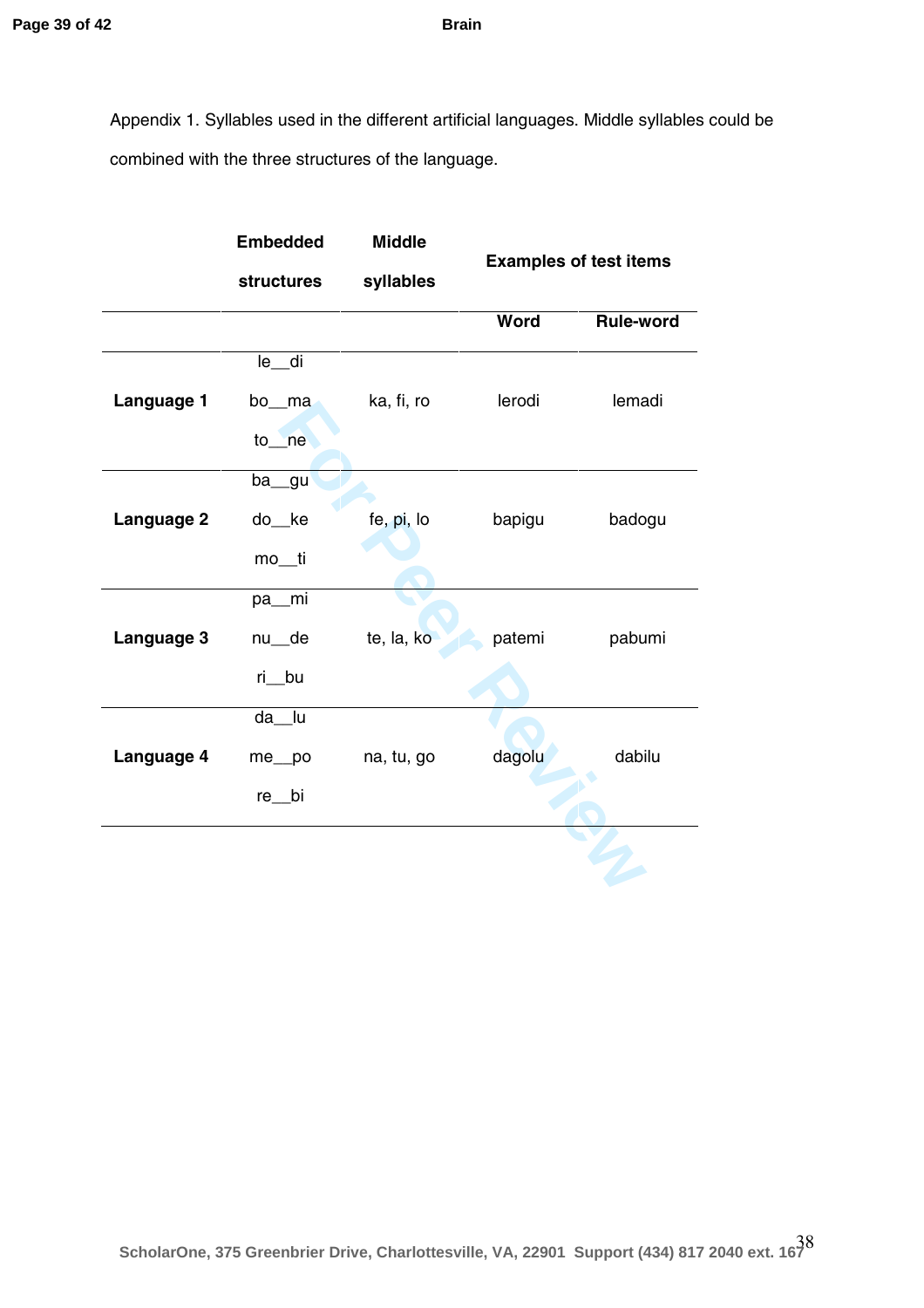Appendix 1. Syllables used in the different artificial languages. Middle syllables could be combined with the three structures of the language.

| | Embedded structures | Middle syllables | Examples of test items | |
|---|---|---|---|---|
| | | | **Word** | **Rule-word** |
| **Language 1** | le__di<br>bo__ma<br>to__ne | ka, fi, ro | lerodi | lemadi |
| **Language 2** | ba__gu<br>do__ke<br>mo__ti | fe, pi, lo | bapigu | badogu |
| **Language 3** | pa__mi<br>nu__de<br>ri__bu | te, la, ko | patemi | pabumi |
| **Language 4** | da__lu<br>me__po<br>re__bi | na, tu, go | dagolu | dabilu |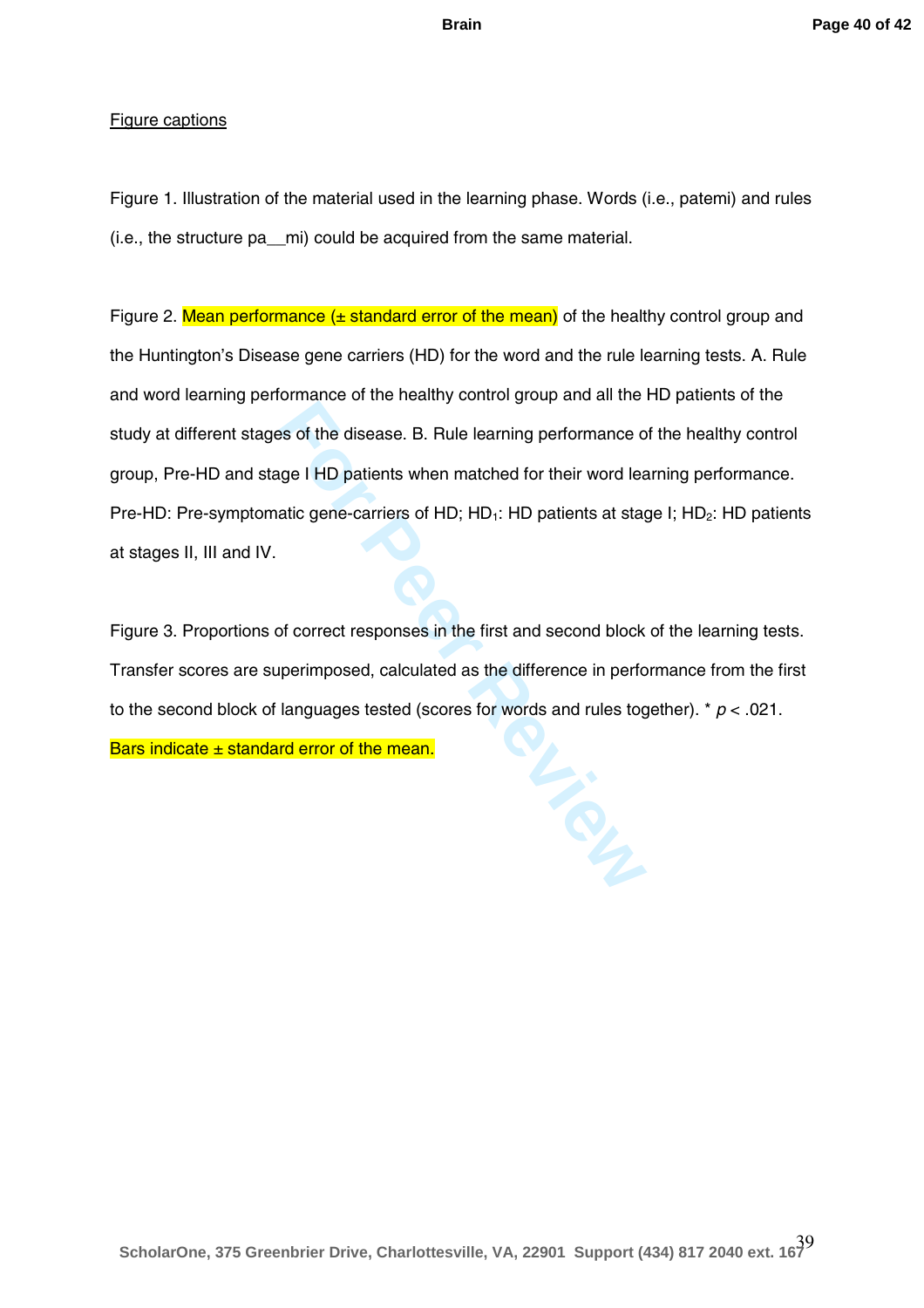Figure captions

Figure 1. Illustration of the material used in the learning phase. Words (i.e., patemi) and rules (i.e., the structure pa__mi) could be acquired from the same material.

Figure 2. Mean performance (± standard error of the mean) of the healthy control group and the Huntington's Disease gene carriers (HD) for the word and the rule learning tests. A. Rule and word learning performance of the healthy control group and all the HD patients of the study at different stages of the disease. B. Rule learning performance of the healthy control group, Pre-HD and stage I HD patients when matched for their word learning performance. Pre-HD: Pre-symptomatic gene-carriers of HD; $HD_1$: HD patients at stage I; $HD_2$: HD patients at stages II, III and IV.

Figure 3. Proportions of correct responses in the first and second block of the learning tests. Transfer scores are superimposed, calculated as the difference in performance from the first to the second block of languages tested (scores for words and rules together). * $p < .021$. Bars indicate ± standard error of the mean.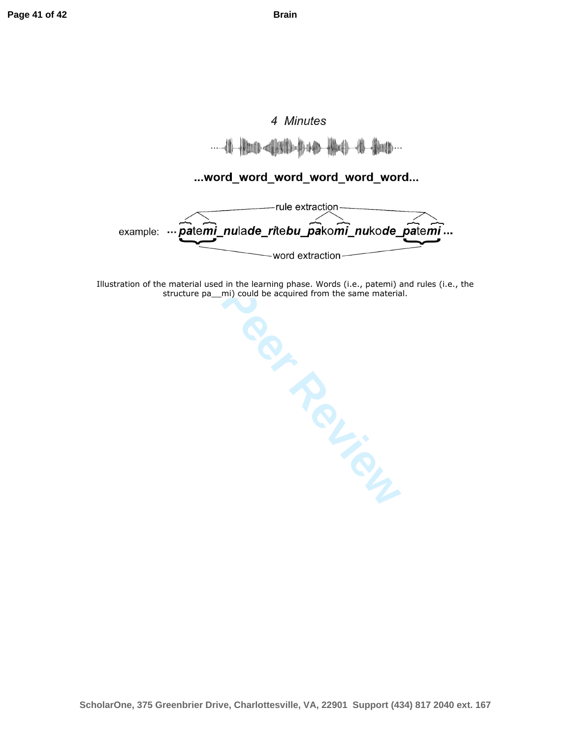4 Minutes

**...word_word_word_word_word_word...**

rule extraction

example: ... ***pa**te**mi**_**nu**la**de**_**ri**te**bu**_**pa**ko**mi**_**nu**ko**de**_**pa**te**mi***...

word extraction

Illustration of the material used in the learning phase. Words (i.e., patemi) and rules (i.e., the structure pa__mi) could be acquired from the same material.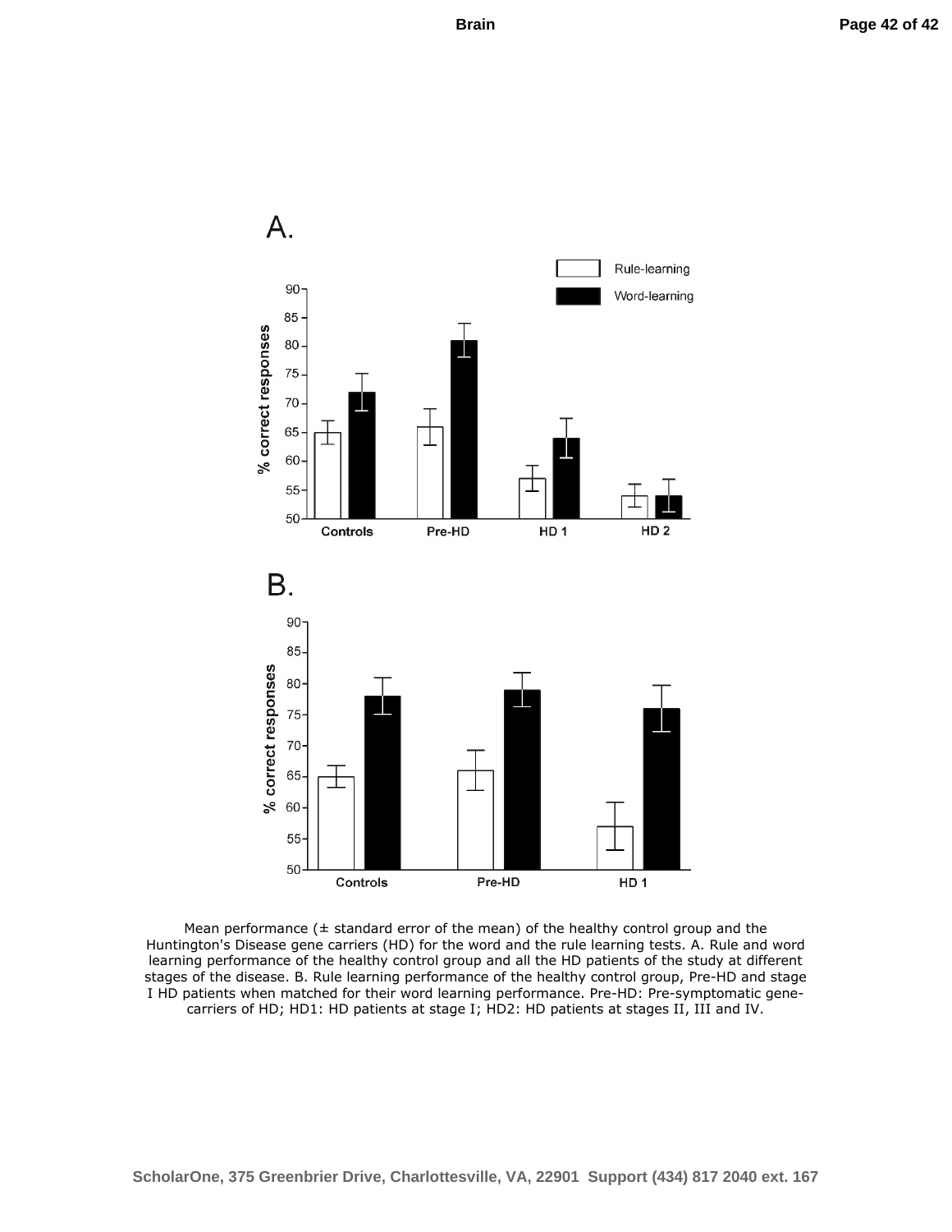Mean performance (± standard error of the mean) of the healthy control group and the Huntington's Disease gene carriers (HD) for the word and the rule learning tests. A. Rule and word learning performance of the healthy control group and all the HD patients of the study at different stages of the disease. B. Rule learning performance of the healthy control group, Pre-HD and stage I HD patients when matched for their word learning performance. Pre-HD: Pre-symptomatic gene-carriers of HD; HD1: HD patients at stage I; HD2: HD patients at stages II, III and IV.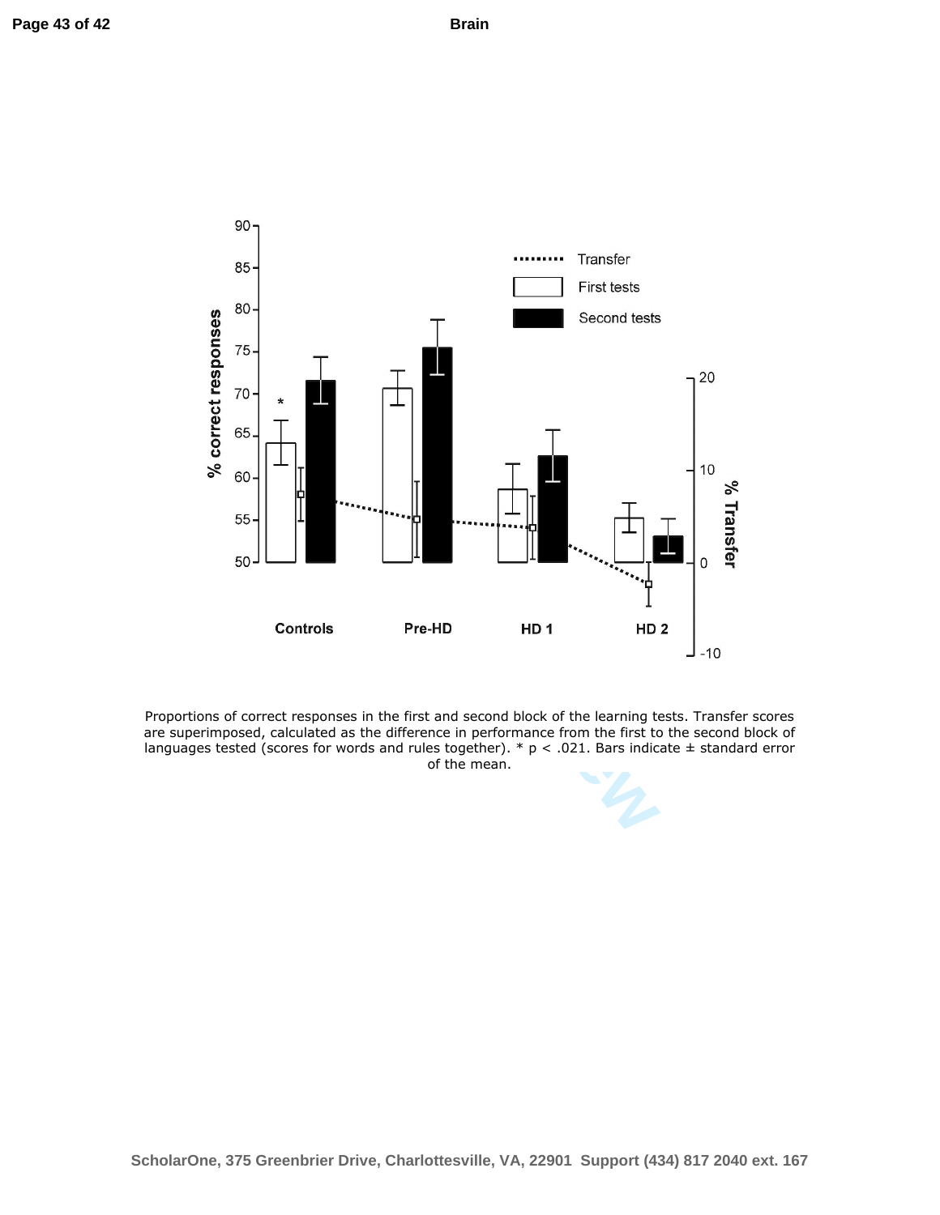90
85
80
75
70
65
60
55
50

% correct responses

20
10
0
-10

% Transfer

Transfer
First tests
Second tests

*

Controls
Pre-HD
HD 1
HD 2

Proportions of correct responses in the first and second block of the learning tests. Transfer scores are superimposed, calculated as the difference in performance from the first to the second block of languages tested (scores for words and rules together). * $p < .021$. Bars indicate ± standard error of the mean.